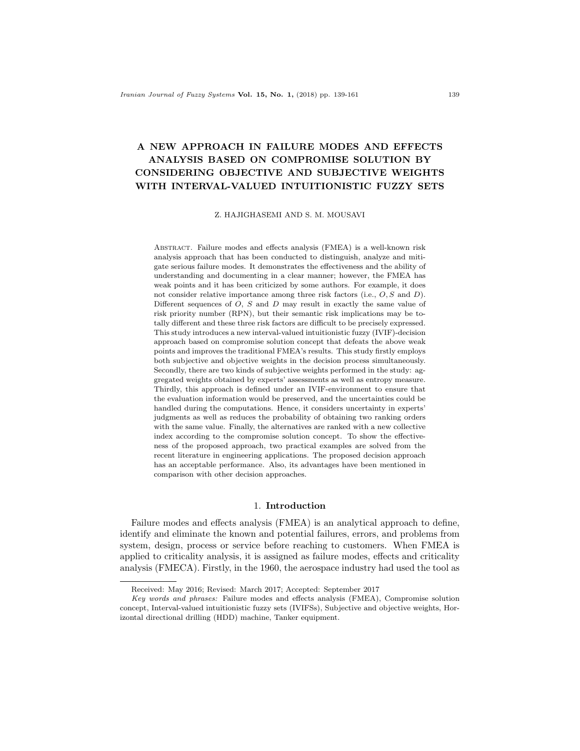# A NEW APPROACH IN FAILURE MODES AND EFFECTS ANALYSIS BASED ON COMPROMISE SOLUTION BY CONSIDERING OBJECTIVE AND SUBJECTIVE WEIGHTS WITH INTERVAL-VALUED INTUITIONISTIC FUZZY SETS

Z. HAJIGHASEMI AND S. M. MOUSAVI

Abstract. Failure modes and effects analysis (FMEA) is a well-known risk analysis approach that has been conducted to distinguish, analyze and mitigate serious failure modes. It demonstrates the effectiveness and the ability of understanding and documenting in a clear manner; however, the FMEA has weak points and it has been criticized by some authors. For example, it does not consider relative importance among three risk factors (i.e., $O, S$ and $D$). Different sequences of $O$, $S$ and $D$ may result in exactly the same value of risk priority number (RPN), but their semantic risk implications may be totally different and these three risk factors are difficult to be precisely expressed. This study introduces a new interval-valued intuitionistic fuzzy (IVIF)-decision approach based on compromise solution concept that defeats the above weak points and improves the traditional FMEA's results. This study firstly employs both subjective and objective weights in the decision process simultaneously. Secondly, there are two kinds of subjective weights performed in the study: aggregated weights obtained by experts' assessments as well as entropy measure. Thirdly, this approach is defined under an IVIF-environment to ensure that the evaluation information would be preserved, and the uncertainties could be handled during the computations. Hence, it considers uncertainty in experts' judgments as well as reduces the probability of obtaining two ranking orders with the same value. Finally, the alternatives are ranked with a new collective index according to the compromise solution concept. To show the effectiveness of the proposed approach, two practical examples are solved from the recent literature in engineering applications. The proposed decision approach has an acceptable performance. Also, its advantages have been mentioned in comparison with other decision approaches.

## 1. Introduction

Failure modes and effects analysis (FMEA) is an analytical approach to define, identify and eliminate the known and potential failures, errors, and problems from system, design, process or service before reaching to customers. When FMEA is applied to criticality analysis, it is assigned as failure modes, effects and criticality analysis (FMECA). Firstly, in the 1960, the aerospace industry had used the tool as

---

Received: May 2016; Revised: March 2017; Accepted: September 2017

*Key words and phrases:* Failure modes and effects analysis (FMEA), Compromise solution concept, Interval-valued intuitionistic fuzzy sets (IVIFSs), Subjective and objective weights, Horizontal directional drilling (HDD) machine, Tanker equipment.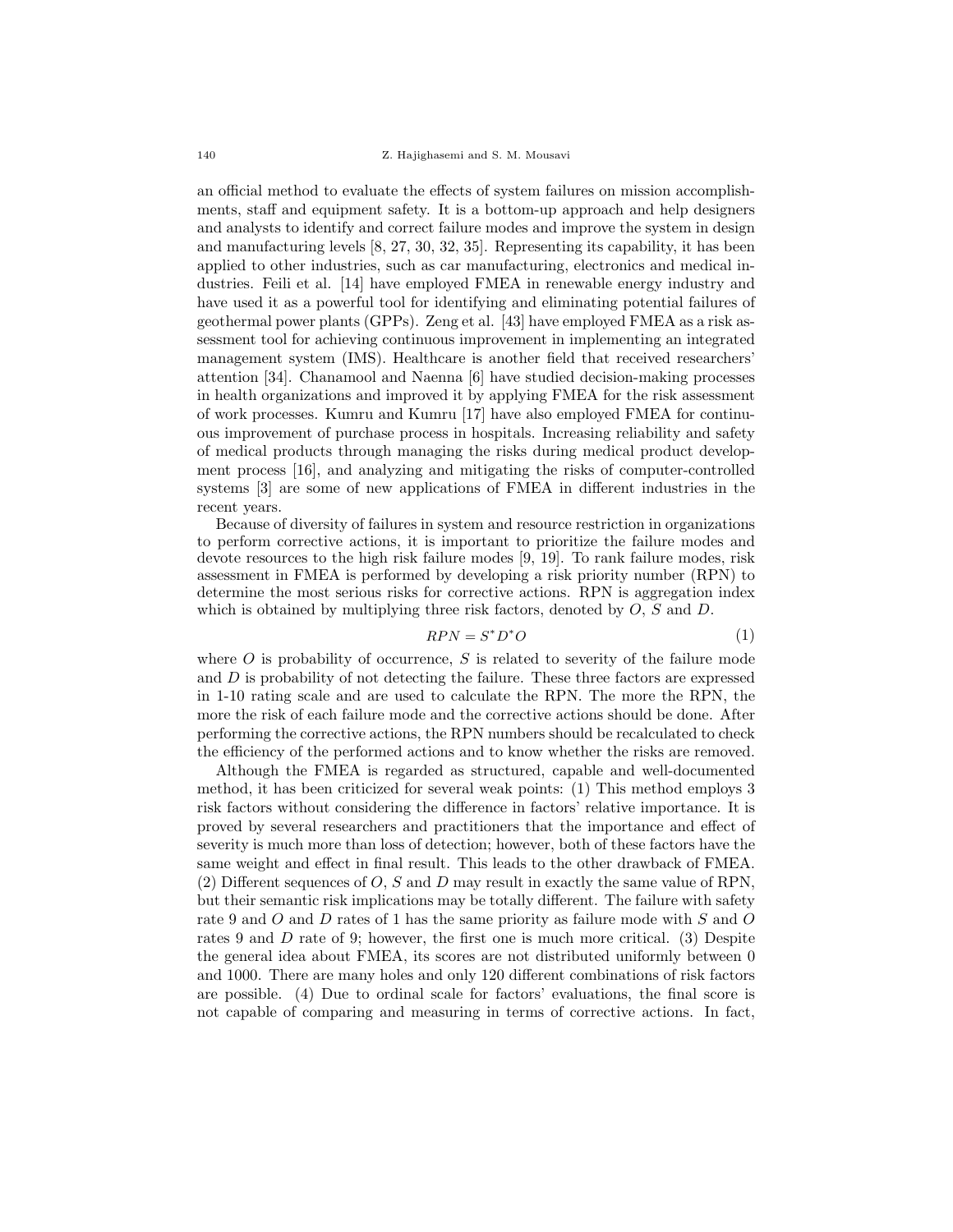an official method to evaluate the effects of system failures on mission accomplishments, staff and equipment safety. It is a bottom-up approach and help designers and analysts to identify and correct failure modes and improve the system in design and manufacturing levels [8, 27, 30, 32, 35]. Representing its capability, it has been applied to other industries, such as car manufacturing, electronics and medical industries. Feili et al. [14] have employed FMEA in renewable energy industry and have used it as a powerful tool for identifying and eliminating potential failures of geothermal power plants (GPPs). Zeng et al. [43] have employed FMEA as a risk assessment tool for achieving continuous improvement in implementing an integrated management system (IMS). Healthcare is another field that received researchers' attention [34]. Chanamool and Naenna [6] have studied decision-making processes in health organizations and improved it by applying FMEA for the risk assessment of work processes. Kumru and Kumru [17] have also employed FMEA for continuous improvement of purchase process in hospitals. Increasing reliability and safety of medical products through managing the risks during medical product development process [16], and analyzing and mitigating the risks of computer-controlled systems [3] are some of new applications of FMEA in different industries in the recent years.

Because of diversity of failures in system and resource restriction in organizations to perform corrective actions, it is important to prioritize the failure modes and devote resources to the high risk failure modes [9, 19]. To rank failure modes, risk assessment in FMEA is performed by developing a risk priority number (RPN) to determine the most serious risks for corrective actions. RPN is aggregation index which is obtained by multiplying three risk factors, denoted by $O$, $S$ and $D$.

$$RPN = S^{*}D^{*}O \tag{1}$$

where $O$ is probability of occurrence, $S$ is related to severity of the failure mode and $D$ is probability of not detecting the failure. These three factors are expressed in 1-10 rating scale and are used to calculate the RPN. The more the RPN, the more the risk of each failure mode and the corrective actions should be done. After performing the corrective actions, the RPN numbers should be recalculated to check the efficiency of the performed actions and to know whether the risks are removed.

Although the FMEA is regarded as structured, capable and well-documented method, it has been criticized for several weak points: (1) This method employs 3 risk factors without considering the difference in factors' relative importance. It is proved by several researchers and practitioners that the importance and effect of severity is much more than loss of detection; however, both of these factors have the same weight and effect in final result. This leads to the other drawback of FMEA. (2) Different sequences of $O$, $S$ and $D$ may result in exactly the same value of RPN, but their semantic risk implications may be totally different. The failure with safety rate 9 and $O$ and $D$ rates of 1 has the same priority as failure mode with $S$ and $O$ rates 9 and $D$ rate of 9; however, the first one is much more critical. (3) Despite the general idea about FMEA, its scores are not distributed uniformly between 0 and 1000. There are many holes and only 120 different combinations of risk factors are possible. (4) Due to ordinal scale for factors' evaluations, the final score is not capable of comparing and measuring in terms of corrective actions. In fact,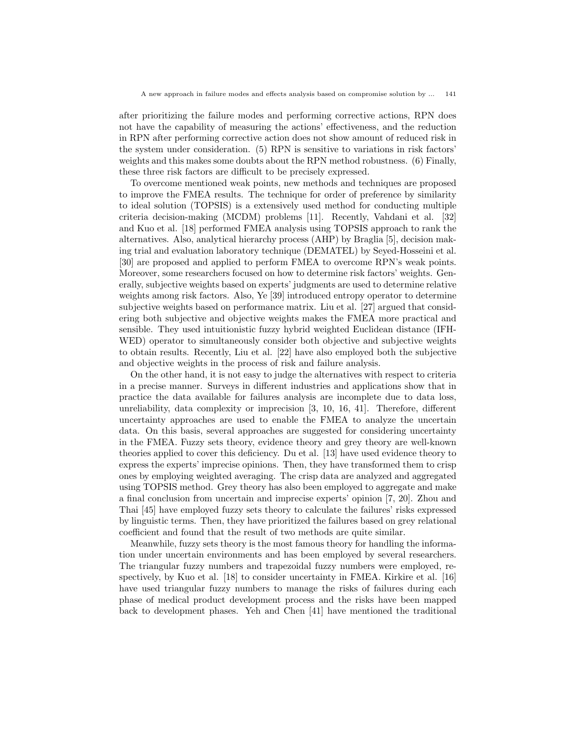after prioritizing the failure modes and performing corrective actions, RPN does not have the capability of measuring the actions' effectiveness, and the reduction in RPN after performing corrective action does not show amount of reduced risk in the system under consideration. (5) RPN is sensitive to variations in risk factors' weights and this makes some doubts about the RPN method robustness. (6) Finally, these three risk factors are difficult to be precisely expressed.

To overcome mentioned weak points, new methods and techniques are proposed to improve the FMEA results. The technique for order of preference by similarity to ideal solution (TOPSIS) is a extensively used method for conducting multiple criteria decision-making (MCDM) problems [11]. Recently, Vahdani et al. [32] and Kuo et al. [18] performed FMEA analysis using TOPSIS approach to rank the alternatives. Also, analytical hierarchy process (AHP) by Braglia [5], decision making trial and evaluation laboratory technique (DEMATEL) by Seyed-Hosseini et al. [30] are proposed and applied to perform FMEA to overcome RPN's weak points. Moreover, some researchers focused on how to determine risk factors' weights. Generally, subjective weights based on experts' judgments are used to determine relative weights among risk factors. Also, Ye [39] introduced entropy operator to determine subjective weights based on performance matrix. Liu et al. [27] argued that considering both subjective and objective weights makes the FMEA more practical and sensible. They used intuitionistic fuzzy hybrid weighted Euclidean distance (IFHWED) operator to simultaneously consider both objective and subjective weights to obtain results. Recently, Liu et al. [22] have also employed both the subjective and objective weights in the process of risk and failure analysis.

On the other hand, it is not easy to judge the alternatives with respect to criteria in a precise manner. Surveys in different industries and applications show that in practice the data available for failures analysis are incomplete due to data loss, unreliability, data complexity or imprecision [3, 10, 16, 41]. Therefore, different uncertainty approaches are used to enable the FMEA to analyze the uncertain data. On this basis, several approaches are suggested for considering uncertainty in the FMEA. Fuzzy sets theory, evidence theory and grey theory are well-known theories applied to cover this deficiency. Du et al. [13] have used evidence theory to express the experts' imprecise opinions. Then, they have transformed them to crisp ones by employing weighted averaging. The crisp data are analyzed and aggregated using TOPSIS method. Grey theory has also been employed to aggregate and make a final conclusion from uncertain and imprecise experts' opinion [7, 20]. Zhou and Thai [45] have employed fuzzy sets theory to calculate the failures' risks expressed by linguistic terms. Then, they have prioritized the failures based on grey relational coefficient and found that the result of two methods are quite similar.

Meanwhile, fuzzy sets theory is the most famous theory for handling the information under uncertain environments and has been employed by several researchers. The triangular fuzzy numbers and trapezoidal fuzzy numbers were employed, respectively, by Kuo et al. [18] to consider uncertainty in FMEA. Kirkire et al. [16] have used triangular fuzzy numbers to manage the risks of failures during each phase of medical product development process and the risks have been mapped back to development phases. Yeh and Chen [41] have mentioned the traditional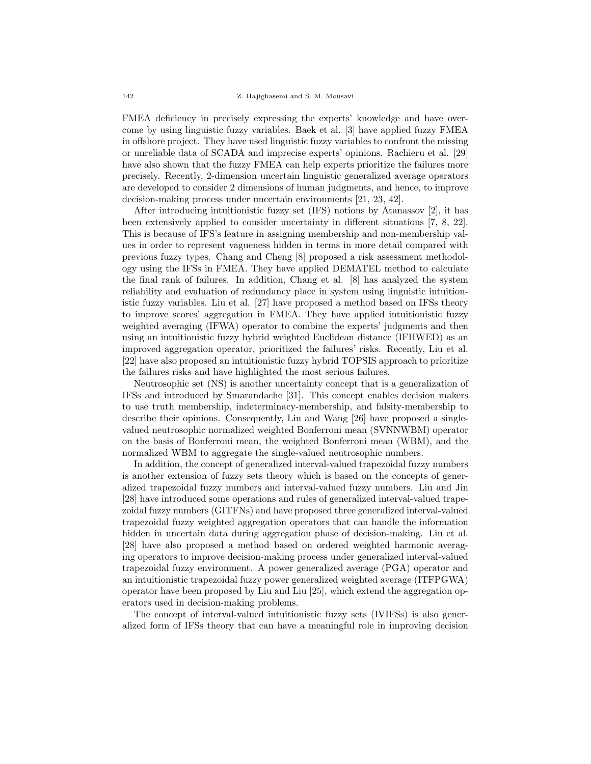FMEA deficiency in precisely expressing the experts' knowledge and have overcome by using linguistic fuzzy variables. Baek et al. [3] have applied fuzzy FMEA in offshore project. They have used linguistic fuzzy variables to confront the missing or unreliable data of SCADA and imprecise experts' opinions. Rachieru et al. [29] have also shown that the fuzzy FMEA can help experts prioritize the failures more precisely. Recently, 2-dimension uncertain linguistic generalized average operators are developed to consider 2 dimensions of human judgments, and hence, to improve decision-making process under uncertain environments [21, 23, 42].

After introducing intuitionistic fuzzy set (IFS) notions by Atanassov [2], it has been extensively applied to consider uncertainty in different situations [7, 8, 22]. This is because of IFS's feature in assigning membership and non-membership values in order to represent vagueness hidden in terms in more detail compared with previous fuzzy types. Chang and Cheng [8] proposed a risk assessment methodology using the IFSs in FMEA. They have applied DEMATEL method to calculate the final rank of failures. In addition, Chang et al. [8] has analyzed the system reliability and evaluation of redundancy place in system using linguistic intuitionistic fuzzy variables. Liu et al. [27] have proposed a method based on IFSs theory to improve scores' aggregation in FMEA. They have applied intuitionistic fuzzy weighted averaging (IFWA) operator to combine the experts' judgments and then using an intuitionistic fuzzy hybrid weighted Euclidean distance (IFHWED) as an improved aggregation operator, prioritized the failures' risks. Recently, Liu et al. [22] have also proposed an intuitionistic fuzzy hybrid TOPSIS approach to prioritize the failures risks and have highlighted the most serious failures.

Neutrosophic set (NS) is another uncertainty concept that is a generalization of IFSs and introduced by Smarandache [31]. This concept enables decision makers to use truth membership, indeterminacy-membership, and falsity-membership to describe their opinions. Consequently, Liu and Wang [26] have proposed a single-valued neutrosophic normalized weighted Bonferroni mean (SVNNWBM) operator on the basis of Bonferroni mean, the weighted Bonferroni mean (WBM), and the normalized WBM to aggregate the single-valued neutrosophic numbers.

In addition, the concept of generalized interval-valued trapezoidal fuzzy numbers is another extension of fuzzy sets theory which is based on the concepts of generalized trapezoidal fuzzy numbers and interval-valued fuzzy numbers. Liu and Jin [28] have introduced some operations and rules of generalized interval-valued trapezoidal fuzzy numbers (GITFNs) and have proposed three generalized interval-valued trapezoidal fuzzy weighted aggregation operators that can handle the information hidden in uncertain data during aggregation phase of decision-making. Liu et al. [28] have also proposed a method based on ordered weighted harmonic averaging operators to improve decision-making process under generalized interval-valued trapezoidal fuzzy environment. A power generalized average (PGA) operator and an intuitionistic trapezoidal fuzzy power generalized weighted average (ITFPGWA) operator have been proposed by Liu and Liu [25], which extend the aggregation operators used in decision-making problems.

The concept of interval-valued intuitionistic fuzzy sets (IVIFSs) is also generalized form of IFSs theory that can have a meaningful role in improving decision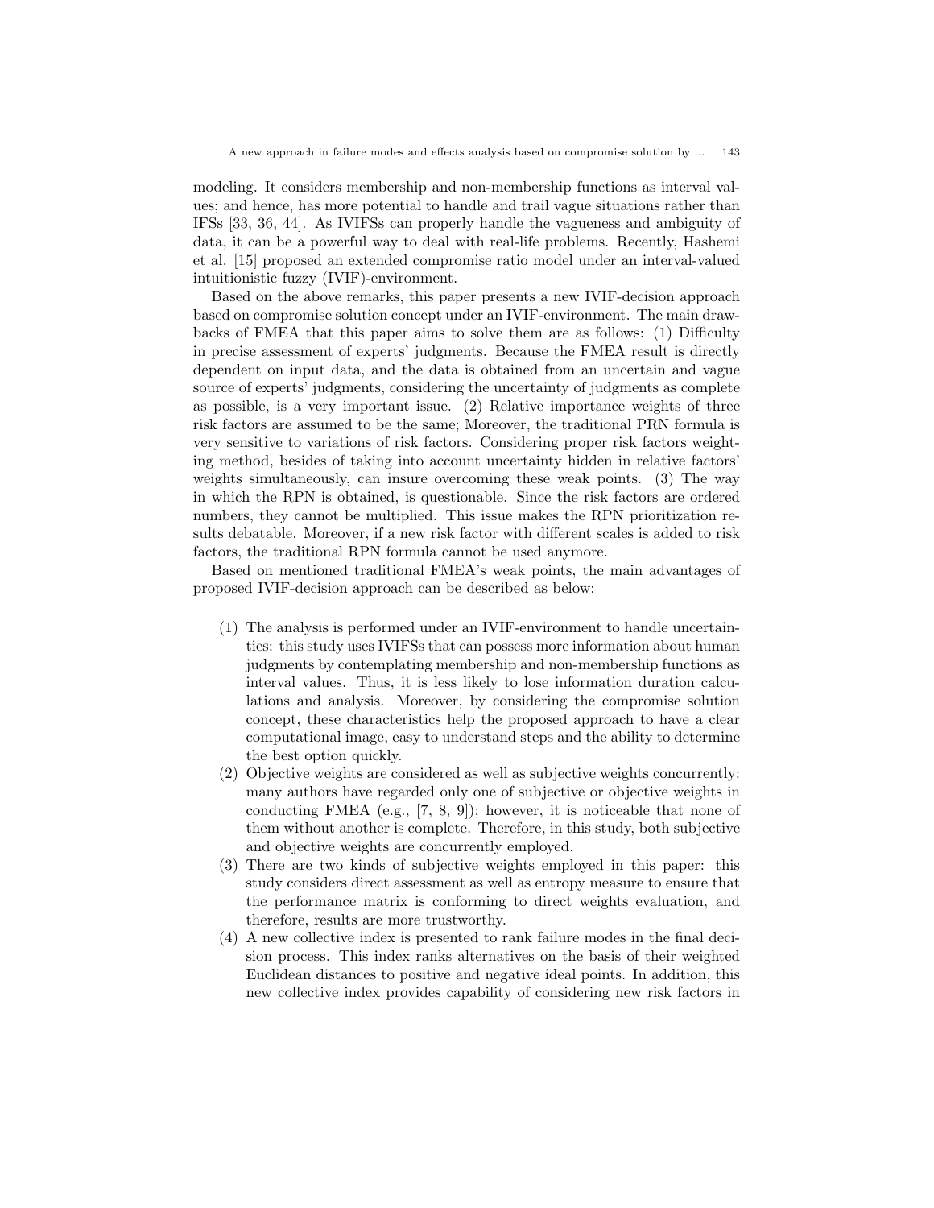modeling. It considers membership and non-membership functions as interval values; and hence, has more potential to handle and trail vague situations rather than IFSs [33, 36, 44]. As IVIFSs can properly handle the vagueness and ambiguity of data, it can be a powerful way to deal with real-life problems. Recently, Hashemi et al. [15] proposed an extended compromise ratio model under an interval-valued intuitionistic fuzzy (IVIF)-environment.

Based on the above remarks, this paper presents a new IVIF-decision approach based on compromise solution concept under an IVIF-environment. The main drawbacks of FMEA that this paper aims to solve them are as follows: (1) Difficulty in precise assessment of experts' judgments. Because the FMEA result is directly dependent on input data, and the data is obtained from an uncertain and vague source of experts' judgments, considering the uncertainty of judgments as complete as possible, is a very important issue. (2) Relative importance weights of three risk factors are assumed to be the same; Moreover, the traditional PRN formula is very sensitive to variations of risk factors. Considering proper risk factors weighting method, besides of taking into account uncertainty hidden in relative factors' weights simultaneously, can insure overcoming these weak points. (3) The way in which the RPN is obtained, is questionable. Since the risk factors are ordered numbers, they cannot be multiplied. This issue makes the RPN prioritization results debatable. Moreover, if a new risk factor with different scales is added to risk factors, the traditional RPN formula cannot be used anymore.

Based on mentioned traditional FMEA's weak points, the main advantages of proposed IVIF-decision approach can be described as below:

(1) The analysis is performed under an IVIF-environment to handle uncertainties: this study uses IVIFSs that can possess more information about human judgments by contemplating membership and non-membership functions as interval values. Thus, it is less likely to lose information duration calculations and analysis. Moreover, by considering the compromise solution concept, these characteristics help the proposed approach to have a clear computational image, easy to understand steps and the ability to determine the best option quickly.

(2) Objective weights are considered as well as subjective weights concurrently: many authors have regarded only one of subjective or objective weights in conducting FMEA (e.g., [7, 8, 9]); however, it is noticeable that none of them without another is complete. Therefore, in this study, both subjective and objective weights are concurrently employed.

(3) There are two kinds of subjective weights employed in this paper: this study considers direct assessment as well as entropy measure to ensure that the performance matrix is conforming to direct weights evaluation, and therefore, results are more trustworthy.

(4) A new collective index is presented to rank failure modes in the final decision process. This index ranks alternatives on the basis of their weighted Euclidean distances to positive and negative ideal points. In addition, this new collective index provides capability of considering new risk factors in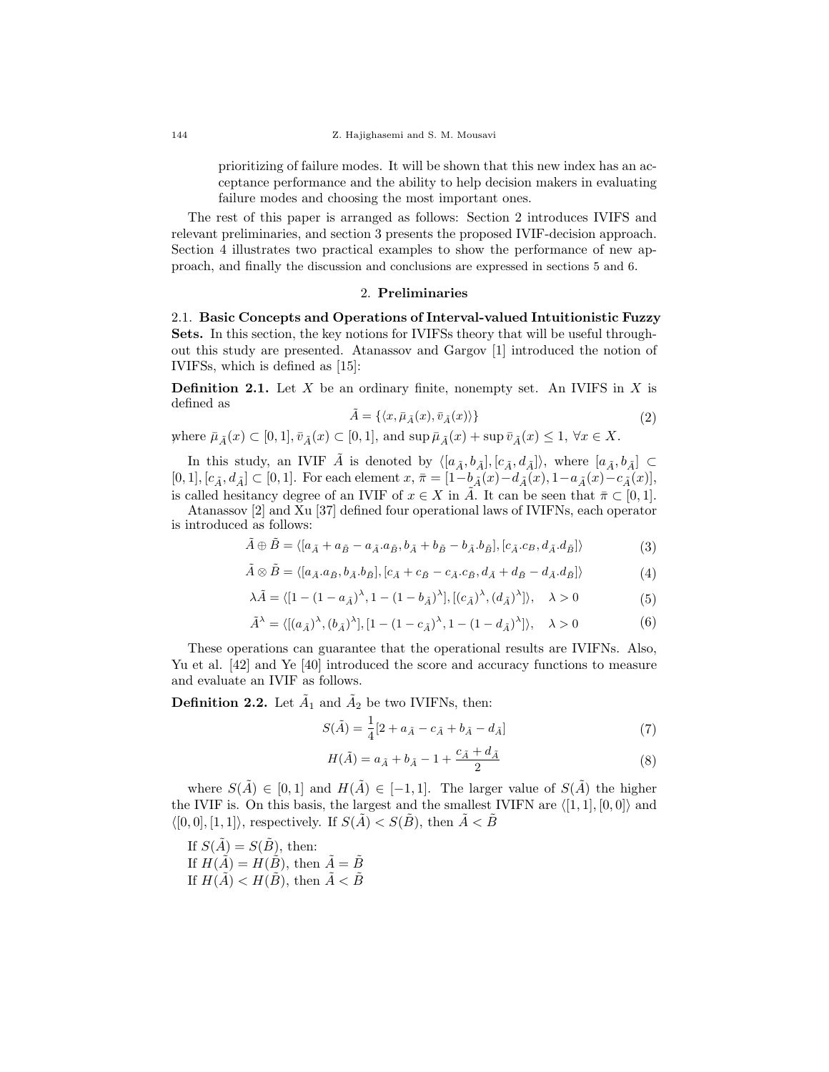prioritizing of failure modes. It will be shown that this new index has an acceptance performance and the ability to help decision makers in evaluating failure modes and choosing the most important ones.

The rest of this paper is arranged as follows: Section 2 introduces IVIFS and relevant preliminaries, and section 3 presents the proposed IVIF-decision approach. Section 4 illustrates two practical examples to show the performance of new approach, and finally the discussion and conclusions are expressed in sections 5 and 6.

## 2. Preliminaries

**2.1. Basic Concepts and Operations of Interval-valued Intuitionistic Fuzzy Sets.** In this section, the key notions for IVIFSs theory that will be useful throughout this study are presented. Atanassov and Gargov [1] introduced the notion of IVIFSs, which is defined as [15]:

**Definition 2.1.** Let $X$ be an ordinary finite, nonempty set. An IVIFS in $X$ is defined as

$$\tilde{A} = \{\langle x, \bar{\mu}_{\tilde{A}}(x), \bar{v}_{\tilde{A}}(x)\rangle\} \tag{2}$$

where $\bar{\mu}_{\tilde{A}}(x) \subset [0,1], \bar{v}_{\tilde{A}}(x) \subset [0,1]$, and $\sup \bar{\mu}_{\tilde{A}}(x) + \sup \bar{v}_{\tilde{A}}(x) \leq 1,\ \forall x \in X$.

In this study, an IVIF $\tilde{A}$ is denoted by $\langle [a_{\tilde{A}}, b_{\tilde{A}}], [c_{\tilde{A}}, d_{\tilde{A}}]\rangle$, where $[a_{\tilde{A}}, b_{\tilde{A}}] \subset [0,1], [c_{\tilde{A}}, d_{\tilde{A}}] \subset [0,1]$. For each element $x$, $\bar{\pi} = [1-b_{\tilde{A}}(x)-d_{\tilde{A}}(x), 1-a_{\tilde{A}}(x)-c_{\tilde{A}}(x)]$, is called hesitancy degree of an IVIF of $x \in X$ in $\tilde{A}$. It can be seen that $\bar{\pi} \subset [0,1]$.

Atanassov [2] and Xu [37] defined four operational laws of IVIFNs, each operator is introduced as follows:

$$\tilde{A} \oplus \tilde{B} = \langle [a_{\tilde{A}} + a_{\tilde{B}} - a_{\tilde{A}}.a_{\tilde{B}}, b_{\tilde{A}} + b_{\tilde{B}} - b_{\tilde{A}}.b_{\tilde{B}}], [c_{\tilde{A}}.c_{B}, d_{\tilde{A}}.d_{\tilde{B}}]\rangle \tag{3}$$

$$\tilde{A} \otimes \tilde{B} = \langle [a_{\tilde{A}}.a_{\tilde{B}}, b_{\tilde{A}}.b_{\tilde{B}}], [c_{\tilde{A}} + c_{\tilde{B}} - c_{\tilde{A}}.c_{\tilde{B}}, d_{\tilde{A}} + d_{\tilde{B}} - d_{\tilde{A}}.d_{\tilde{B}}]\rangle \tag{4}$$

$$\lambda\tilde{A} = \langle [1-(1-a_{\tilde{A}})^{\lambda}, 1-(1-b_{\tilde{A}})^{\lambda}], [(c_{\tilde{A}})^{\lambda}, (d_{\tilde{A}})^{\lambda}]\rangle, \quad \lambda > 0 \tag{5}$$

$$\tilde{A}^{\lambda} = \langle [(a_{\tilde{A}})^{\lambda}, (b_{\tilde{A}})^{\lambda}], [1-(1-c_{\tilde{A}})^{\lambda}, 1-(1-d_{\tilde{A}})^{\lambda}]\rangle, \quad \lambda > 0 \tag{6}$$

These operations can guarantee that the operational results are IVIFNs. Also, Yu et al. [42] and Ye [40] introduced the score and accuracy functions to measure and evaluate an IVIF as follows.

**Definition 2.2.** Let $\tilde{A}_1$ and $\tilde{A}_2$ be two IVIFNs, then:

$$S(\tilde{A}) = \frac{1}{4}[2 + a_{\tilde{A}} - c_{\tilde{A}} + b_{\tilde{A}} - d_{\tilde{A}}] \tag{7}$$

$$H(\tilde{A}) = a_{\tilde{A}} + b_{\tilde{A}} - 1 + \frac{c_{\tilde{A}} + d_{\tilde{A}}}{2} \tag{8}$$

where $S(\tilde{A}) \in [0,1]$ and $H(\tilde{A}) \in [-1,1]$. The larger value of $S(\tilde{A})$ the higher the IVIF is. On this basis, the largest and the smallest IVIFN are $\langle [1,1],[0,0]\rangle$ and $\langle [0,0],[1,1]\rangle$, respectively. If $S(\tilde{A}) < S(\tilde{B})$, then $\tilde{A} < \tilde{B}$

If $S(\tilde{A}) = S(\tilde{B})$, then:
If $H(\tilde{A}) = H(\tilde{B})$, then $\tilde{A} = \tilde{B}$
If $H(\tilde{A}) < H(\tilde{B})$, then $\tilde{A} < \tilde{B}$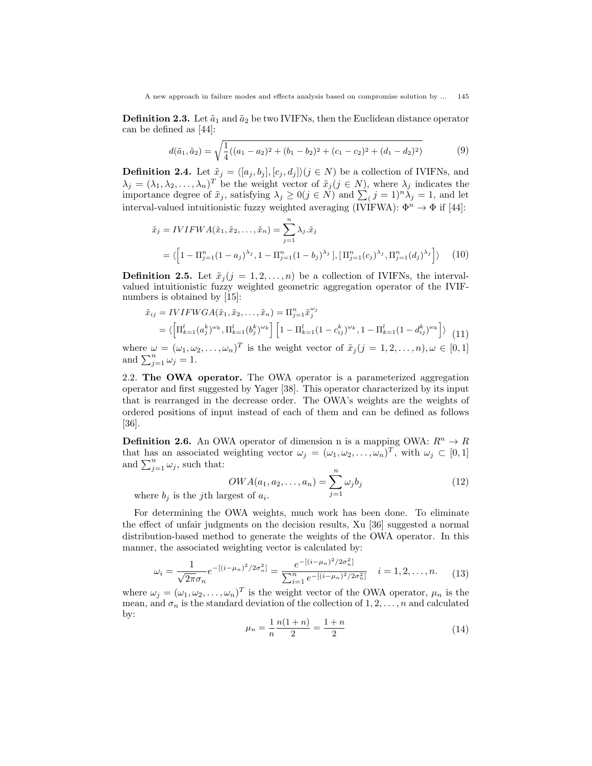**Definition 2.3.** Let $\tilde{a}_1$ and $\tilde{a}_2$ be two IVIFNs, then the Euclidean distance operator can be defined as [44]:

$$d(\tilde{a}_1, \tilde{a}_2) = \sqrt{\frac{1}{4}((a_1 - a_2)^2 + (b_1 - b_2)^2 + (c_1 - c_2)^2 + (d_1 - d_2)^2)} \tag{9}$$

**Definition 2.4.** Let $\tilde{x}_j = \langle [a_j, b_j], [c_j, d_j] \rangle (j \in N)$ be a collection of IVIFNs, and $\lambda_j = (\lambda_1, \lambda_2, \ldots, \lambda_n)^T$ be the weight vector of $\tilde{x}_j (j \in N)$, where $\lambda_j$ indicates the importance degree of $\tilde{x}_j$, satisfying $\lambda_j \geq 0 (j \in N)$ and $\sum_( j = 1)^n \lambda_j = 1$, and let interval-valued intuitionistic fuzzy weighted averaging (IVIFWA): $\Phi^n \to \Phi$ if [44]:

$$\begin{aligned} \tilde{x}_j &= IVIFWA(\tilde{x}_1, \tilde{x}_2, \ldots, \tilde{x}_n) = \sum_{j=1}^{n} \lambda_j . \tilde{x}_j \\ &= \langle \Big[ 1 - \Pi_{j=1}^n (1 - a_j)^{\lambda_j}, 1 - \Pi_{j=1}^n (1 - b_j)^{\lambda_j} \Big], \Big[ \Pi_{j=1}^n (c_j)^{\lambda_j}, \Pi_{j=1}^n (d_j)^{\lambda_j} \Big] \rangle \end{aligned} \tag{10}$$

**Definition 2.5.** Let $\tilde{x}_j (j = 1, 2, \ldots, n)$ be a collection of IVIFNs, the interval-valued intuitionistic fuzzy weighted geometric aggregation operator of the IVIF-numbers is obtained by [15]:

$$\begin{aligned} \tilde{x}_{ij} &= IVIFWGA(\tilde{x}_1, \tilde{x}_2, \ldots, \tilde{x}_n) = \Pi_{j=1}^n \tilde{x}_j^{\omega_j} \\ &= \langle \Big[ \Pi_{k=1}^l (a_j^k)^{\omega_k}, \Pi_{k=1}^l (b_j^k)^{\omega_k} \Big] \Big[ 1 - \Pi_{k=1}^l (1 - c_{ij}^k)^{\omega_k}, 1 - \Pi_{k=1}^l (1 - d_{ij}^k)^{\omega_k} \Big] \rangle \end{aligned} \tag{11}$$

where $\omega = (\omega_1, \omega_2, \ldots, \omega_n)^T$ is the weight vector of $\tilde{x}_j (j = 1, 2, \ldots, n), \omega \in [0, 1]$ and $\sum_{j=1}^n \omega_j = 1$.

2.2. **The OWA operator.** The OWA operator is a parameterized aggregation operator and first suggested by Yager [38]. This operator characterized by its input that is rearranged in the decrease order. The OWA's weights are the weights of ordered positions of input instead of each of them and can be defined as follows [36].

**Definition 2.6.** An OWA operator of dimension n is a mapping OWA: $R^n \to R$ that has an associated weighting vector $\omega_j = (\omega_1, \omega_2, \ldots, \omega_n)^T$, with $\omega_j \subset [0, 1]$ and $\sum_{j=1}^n \omega_j$, such that:

$$OWA(a_1, a_2, \ldots, a_n) = \sum_{j=1}^{n} \omega_j b_j \tag{12}$$

where $b_j$ is the $j$th largest of $a_i$.

For determining the OWA weights, much work has been done. To eliminate the effect of unfair judgments on the decision results, Xu [36] suggested a normal distribution-based method to generate the weights of the OWA operator. In this manner, the associated weighting vector is calculated by:

$$\omega_i = \frac{1}{\sqrt{2\pi}\sigma_n} e^{-[(i-\mu_n)^2 / 2\sigma_n^2]} = \frac{e^{-[(i-\mu_n)^2 / 2\sigma_n^2]}}{\sum_{i=1}^n e^{-[(i-\mu_n)^2 / 2\sigma_n^2]}} \quad i = 1, 2, \ldots, n. \tag{13}$$

where $\omega_j = (\omega_1, \omega_2, \ldots, \omega_n)^T$ is the weight vector of the OWA operator, $\mu_n$ is the mean, and $\sigma_n$ is the standard deviation of the collection of $1, 2, \ldots, n$ and calculated by:

$$\mu_n = \frac{1}{n} \frac{n(1+n)}{2} = \frac{1+n}{2} \tag{14}$$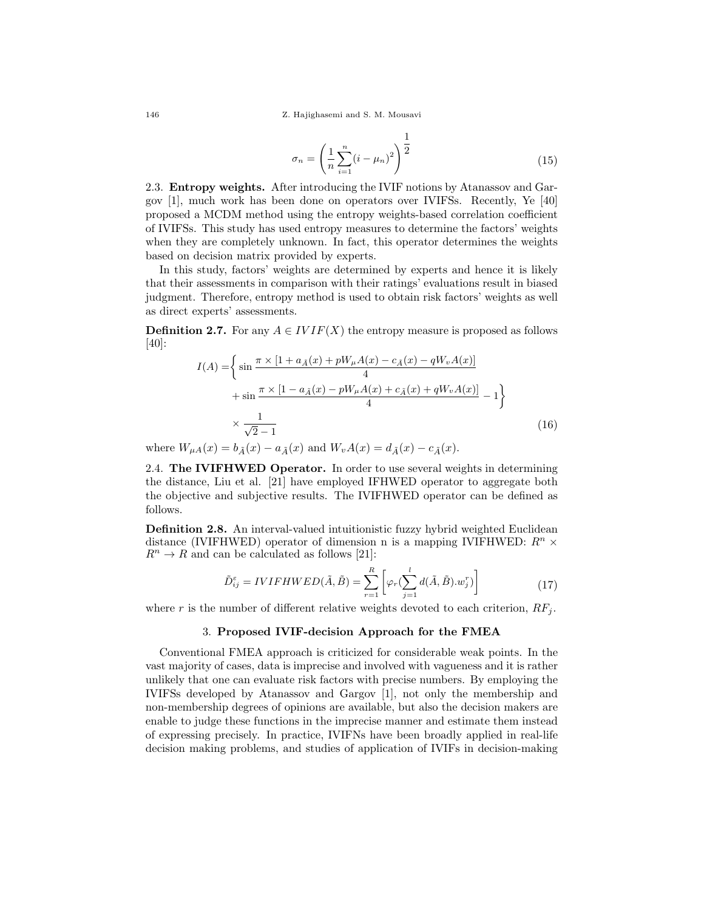$$\sigma_n = \left(\frac{1}{n}\sum_{i=1}^{n}(i-\mu_n)^2\right)^{\frac{1}{2}} \tag{15}$$

2.3. **Entropy weights.** After introducing the IVIF notions by Atanassov and Gargov [1], much work has been done on operators over IVIFSs. Recently, Ye [40] proposed a MCDM method using the entropy weights-based correlation coefficient of IVIFSs. This study has used entropy measures to determine the factors' weights when they are completely unknown. In fact, this operator determines the weights based on decision matrix provided by experts.

In this study, factors' weights are determined by experts and hence it is likely that their assessments in comparison with their ratings' evaluations result in biased judgment. Therefore, entropy method is used to obtain risk factors' weights as well as direct experts' assessments.

**Definition 2.7.** For any $A \in IVIF(X)$ the entropy measure is proposed as follows [40]:

$$\begin{aligned} I(A) = &\left\{ \sin\frac{\pi \times [1 + a_{\tilde{A}}(x) + pW_{\mu}A(x) - c_{\tilde{A}}(x) - qW_{v}A(x)]}{4} \right. \\ &\left. + \sin\frac{\pi \times [1 - a_{\tilde{A}}(x) - pW_{\mu}A(x) + c_{\tilde{A}}(x) + qW_{v}A(x)]}{4} - 1 \right\} \\ &\times \frac{1}{\sqrt{2}-1} \end{aligned} \tag{16}$$

where $W_{\mu A}(x) = b_{\tilde{A}}(x) - a_{\tilde{A}}(x)$ and $W_v A(x) = d_{\tilde{A}}(x) - c_{\tilde{A}}(x)$.

2.4. **The IVIFHWED Operator.** In order to use several weights in determining the distance, Liu et al. [21] have employed IFHWED operator to aggregate both the objective and subjective results. The IVIFHWED operator can be defined as follows.

**Definition 2.8.** An interval-valued intuitionistic fuzzy hybrid weighted Euclidean distance (IVIFHWED) operator of dimension n is a mapping IVIFHWED: $R^n \times R^n \to R$ and can be calculated as follows [21]:

$$\tilde{D}_{ij}^{\varepsilon} = IVIFHWED(\tilde{A},\tilde{B}) = \sum_{r=1}^{R}\left[\varphi_r\left(\sum_{j=1}^{l} d(\tilde{A},\tilde{B}).w_j^r\right)\right] \tag{17}$$

where $r$ is the number of different relative weights devoted to each criterion, $RF_j$.

## 3. Proposed IVIF-decision Approach for the FMEA

Conventional FMEA approach is criticized for considerable weak points. In the vast majority of cases, data is imprecise and involved with vagueness and it is rather unlikely that one can evaluate risk factors with precise numbers. By employing the IVIFSs developed by Atanassov and Gargov [1], not only the membership and non-membership degrees of opinions are available, but also the decision makers are enable to judge these functions in the imprecise manner and estimate them instead of expressing precisely. In practice, IVIFNs have been broadly applied in real-life decision making problems, and studies of application of IVIFs in decision-making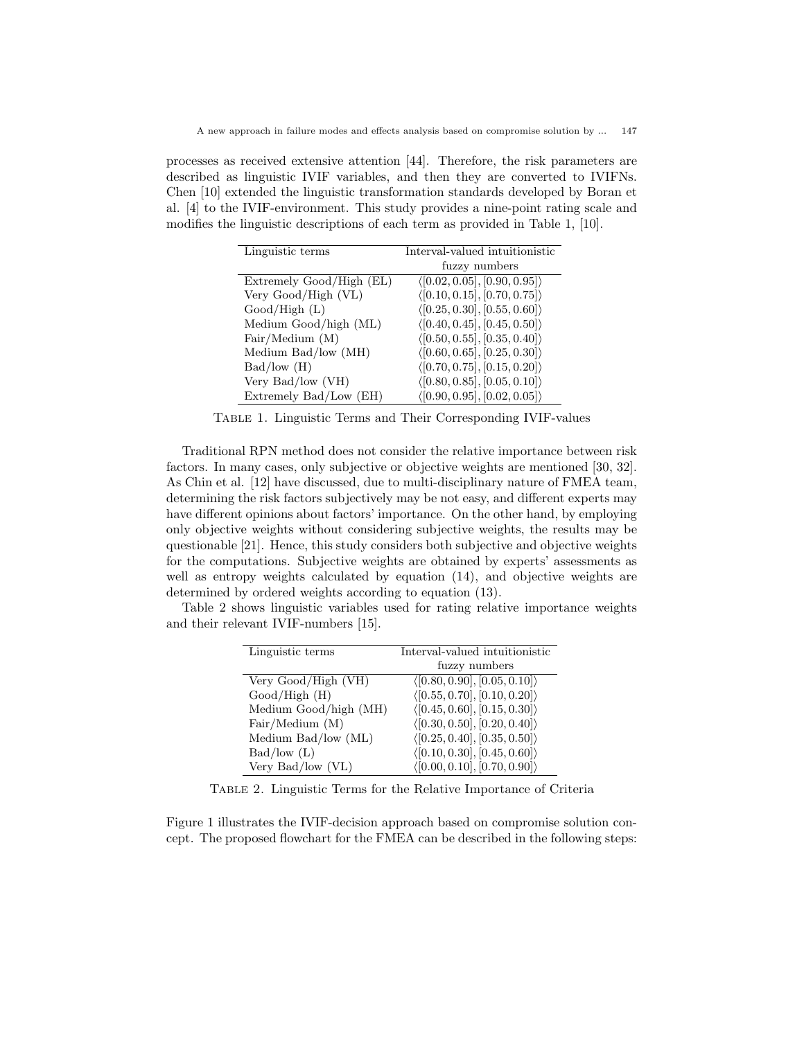processes as received extensive attention [44]. Therefore, the risk parameters are described as linguistic IVIF variables, and then they are converted to IVIFNs. Chen [10] extended the linguistic transformation standards developed by Boran et al. [4] to the IVIF-environment. This study provides a nine-point rating scale and modifies the linguistic descriptions of each term as provided in Table 1, [10].

| Linguistic terms | Interval-valued intuitionistic fuzzy numbers |
|---|---|
| Extremely Good/High (EL) | $\langle[0.02, 0.05], [0.90, 0.95]\rangle$ |
| Very Good/High (VL) | $\langle[0.10, 0.15], [0.70, 0.75]\rangle$ |
| Good/High (L) | $\langle[0.25, 0.30], [0.55, 0.60]\rangle$ |
| Medium Good/high (ML) | $\langle[0.40, 0.45], [0.45, 0.50]\rangle$ |
| Fair/Medium (M) | $\langle[0.50, 0.55], [0.35, 0.40]\rangle$ |
| Medium Bad/low (MH) | $\langle[0.60, 0.65], [0.25, 0.30]\rangle$ |
| Bad/low (H) | $\langle[0.70, 0.75], [0.15, 0.20]\rangle$ |
| Very Bad/low (VH) | $\langle[0.80, 0.85], [0.05, 0.10]\rangle$ |
| Extremely Bad/Low (EH) | $\langle[0.90, 0.95], [0.02, 0.05]\rangle$ |

Table 1. Linguistic Terms and Their Corresponding IVIF-values

Traditional RPN method does not consider the relative importance between risk factors. In many cases, only subjective or objective weights are mentioned [30, 32]. As Chin et al. [12] have discussed, due to multi-disciplinary nature of FMEA team, determining the risk factors subjectively may be not easy, and different experts may have different opinions about factors' importance. On the other hand, by employing only objective weights without considering subjective weights, the results may be questionable [21]. Hence, this study considers both subjective and objective weights for the computations. Subjective weights are obtained by experts' assessments as well as entropy weights calculated by equation (14), and objective weights are determined by ordered weights according to equation (13).

Table 2 shows linguistic variables used for rating relative importance weights and their relevant IVIF-numbers [15].

| Linguistic terms | Interval-valued intuitionistic fuzzy numbers |
|---|---|
| Very Good/High (VH) | $\langle[0.80, 0.90], [0.05, 0.10]\rangle$ |
| Good/High (H) | $\langle[0.55, 0.70], [0.10, 0.20]\rangle$ |
| Medium Good/high (MH) | $\langle[0.45, 0.60], [0.15, 0.30]\rangle$ |
| Fair/Medium (M) | $\langle[0.30, 0.50], [0.20, 0.40]\rangle$ |
| Medium Bad/low (ML) | $\langle[0.25, 0.40], [0.35, 0.50]\rangle$ |
| Bad/low (L) | $\langle[0.10, 0.30], [0.45, 0.60]\rangle$ |
| Very Bad/low (VL) | $\langle[0.00, 0.10], [0.70, 0.90]\rangle$ |

Table 2. Linguistic Terms for the Relative Importance of Criteria

Figure 1 illustrates the IVIF-decision approach based on compromise solution concept. The proposed flowchart for the FMEA can be described in the following steps: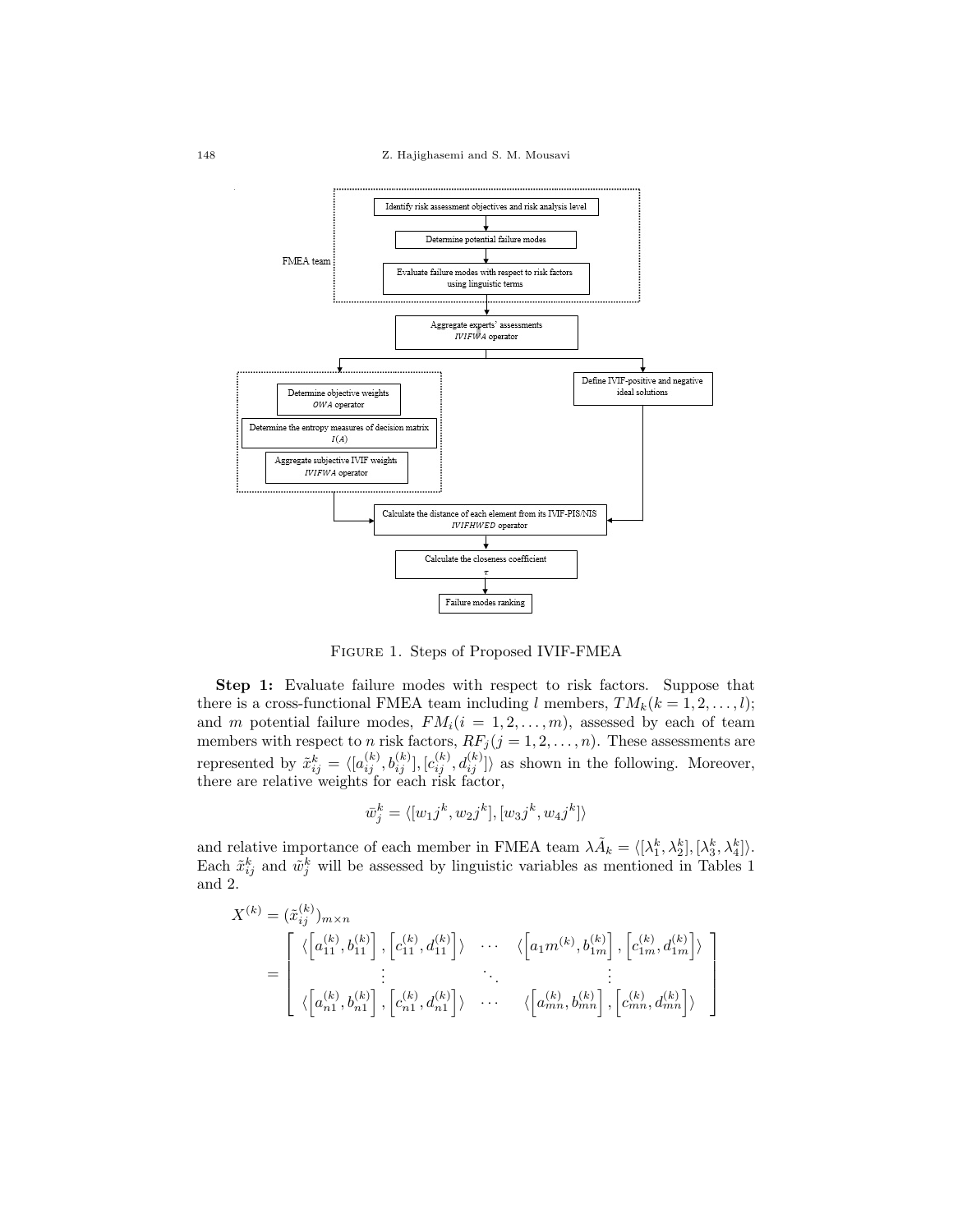Identify risk assessment objectives and risk analysis level

Determine potential failure modes

Evaluate failure modes with respect to risk factors using linguistic terms

FMEA team

Aggregate experts' assessments *IVIFWA* operator

Determine objective weights *OWA* operator

Determine the entropy measures of decision matrix *I*(*A*)

Aggregate subjective IVIF weights *IVIFWA* operator

Define IVIF-positive and negative ideal solutions

Calculate the distance of each element from its IVIF-PIS/NIS *IVIFHWED* operator

Calculate the closeness coefficient $\tau$

Failure modes ranking

Figure 1. Steps of Proposed IVIF-FMEA

**Step 1:** Evaluate failure modes with respect to risk factors. Suppose that there is a cross-functional FMEA team including $l$ members, $TM_k(k = 1, 2, \ldots, l)$; and $m$ potential failure modes, $FM_i(i = 1, 2, \ldots, m)$, assessed by each of team members with respect to $n$ risk factors, $RF_j(j = 1, 2, \ldots, n)$. These assessments are represented by $\tilde{x}_{ij}^k = \langle [a_{ij}^{(k)}, b_{ij}^{(k)}], [c_{ij}^{(k)}, d_{ij}^{(k)}] \rangle$ as shown in the following. Moreover, there are relative weights for each risk factor,

$$\bar{w}_j^k = \langle [w_1 j^k, w_2 j^k], [w_3 j^k, w_4 j^k] \rangle$$

and relative importance of each member in FMEA team $\lambda \tilde{A}_k = \langle [\lambda_1^k, \lambda_2^k], [\lambda_3^k, \lambda_4^k] \rangle$. Each $\tilde{x}_{ij}^k$ and $\tilde{w}_j^k$ will be assessed by linguistic variables as mentioned in Tables 1 and 2.

$$X^{(k)} = (\tilde{x}_{ij}^{(k)})_{m \times n}$$
$$= \begin{bmatrix} \langle \left[a_{11}^{(k)}, b_{11}^{(k)}\right], \left[c_{11}^{(k)}, d_{11}^{(k)}\right] \rangle & \cdots & \langle \left[a_1 m^{(k)}, b_{1m}^{(k)}\right], \left[c_{1m}^{(k)}, d_{1m}^{(k)}\right] \rangle \\ \vdots & \ddots & \vdots \\ \langle \left[a_{n1}^{(k)}, b_{n1}^{(k)}\right], \left[c_{n1}^{(k)}, d_{n1}^{(k)}\right] \rangle & \cdots & \langle \left[a_{mn}^{(k)}, b_{mn}^{(k)}\right], \left[c_{mn}^{(k)}, d_{mn}^{(k)}\right] \rangle \end{bmatrix}$$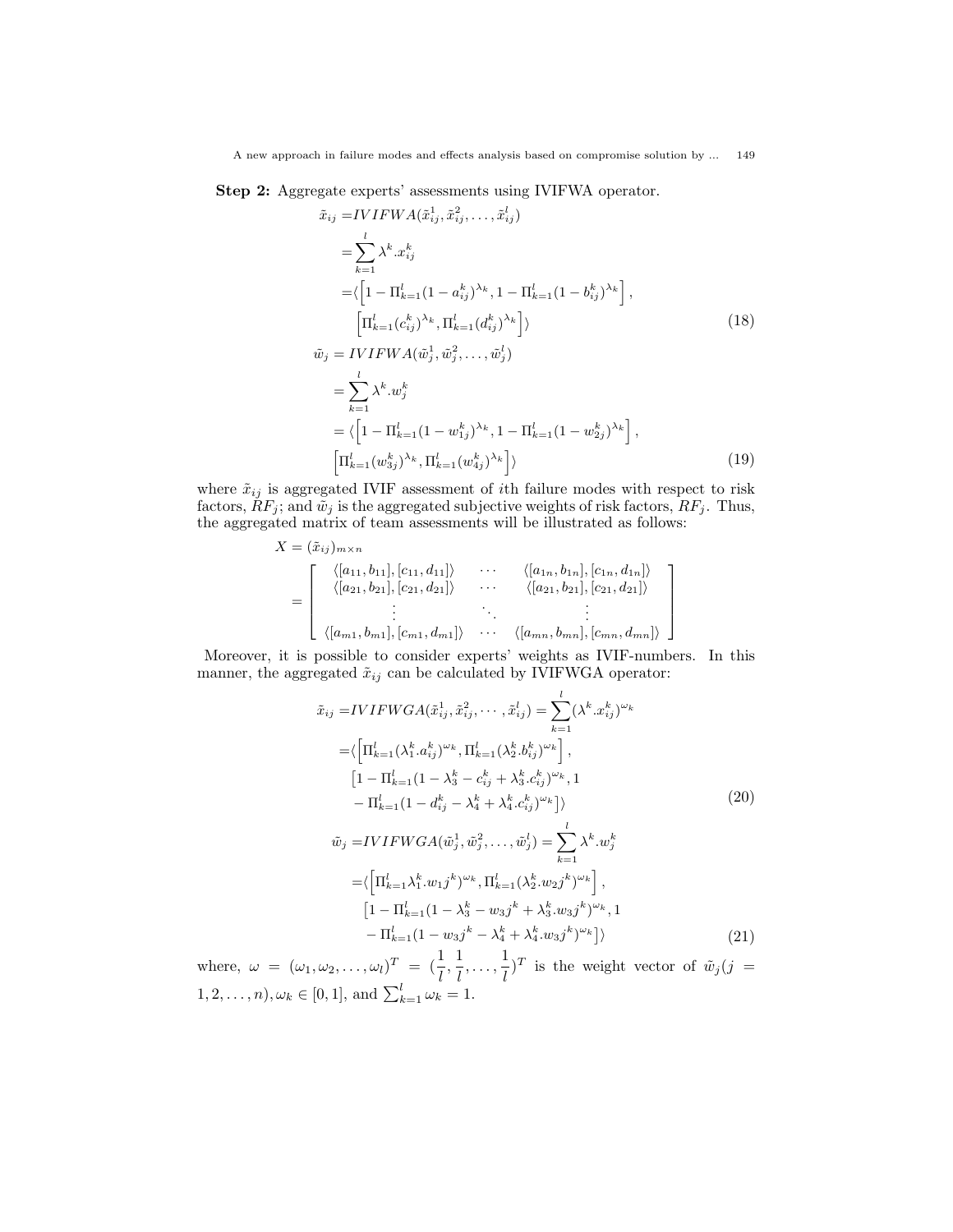**Step 2:** Aggregate experts' assessments using IVIFWA operator.

$$
\begin{aligned}
\tilde{x}_{ij} =& IVIFWA(\tilde{x}_{ij}^1, \tilde{x}_{ij}^2, \ldots, \tilde{x}_{ij}^l) \\
=& \sum_{k=1}^{l} \lambda^k . x_{ij}^k \\
=& \langle \left[ 1 - \Pi_{k=1}^l (1 - a_{ij}^k)^{\lambda_k}, 1 - \Pi_{k=1}^l (1 - b_{ij}^k)^{\lambda_k} \right], \\
& \left[ \Pi_{k=1}^l (c_{ij}^k)^{\lambda_k}, \Pi_{k=1}^l (d_{ij}^k)^{\lambda_k} \right] \rangle
\end{aligned} \tag{18}
$$

$$
\begin{aligned}
\tilde{w}_j =& IVIFWA(\tilde{w}_j^1, \tilde{w}_j^2, \ldots, \tilde{w}_j^l) \\
=& \sum_{k=1}^{l} \lambda^k . w_j^k \\
=& \langle \left[ 1 - \Pi_{k=1}^l (1 - w_{1j}^k)^{\lambda_k}, 1 - \Pi_{k=1}^l (1 - w_{2j}^k)^{\lambda_k} \right], \\
& \left[ \Pi_{k=1}^l (w_{3j}^k)^{\lambda_k}, \Pi_{k=1}^l (w_{4j}^k)^{\lambda_k} \right] \rangle
\end{aligned} \tag{19}
$$

where $\tilde{x}_{ij}$ is aggregated IVIF assessment of $i$th failure modes with respect to risk factors, $RF_j$; and $\tilde{w}_j$ is the aggregated subjective weights of risk factors, $RF_j$. Thus, the aggregated matrix of team assessments will be illustrated as follows:

$$
X = (\tilde{x}_{ij})_{m \times n} = \begin{bmatrix}
\langle [a_{11}, b_{11}], [c_{11}, d_{11}] \rangle & \cdots & \langle [a_{1n}, b_{1n}], [c_{1n}, d_{1n}] \rangle \\
\langle [a_{21}, b_{21}], [c_{21}, d_{21}] \rangle & \cdots & \langle [a_{21}, b_{21}], [c_{21}, d_{21}] \rangle \\
\vdots & \ddots & \vdots \\
\langle [a_{m1}, b_{m1}], [c_{m1}, d_{m1}] \rangle & \cdots & \langle [a_{mn}, b_{mn}], [c_{mn}, d_{mn}] \rangle
\end{bmatrix}
$$

Moreover, it is possible to consider experts' weights as IVIF-numbers. In this manner, the aggregated $\tilde{x}_{ij}$ can be calculated by IVIFWGA operator:

$$
\begin{aligned}
\tilde{x}_{ij} =& IVIFWGA(\tilde{x}_{ij}^1, \tilde{x}_{ij}^2, \cdots, \tilde{x}_{ij}^l) = \sum_{k=1}^{l} (\lambda^k . x_{ij}^k)^{\omega_k} \\
=& \langle \left[ \Pi_{k=1}^l (\lambda_1^k . a_{ij}^k)^{\omega_k}, \Pi_{k=1}^l (\lambda_2^k . b_{ij}^k)^{\omega_k} \right], \\
& \left[ 1 - \Pi_{k=1}^l (1 - \lambda_3^k - c_{ij}^k + \lambda_3^k . c_{ij}^k)^{\omega_k}, 1 \right. \\
& \left. - \Pi_{k=1}^l (1 - d_{ij}^k - \lambda_4^k + \lambda_4^k . c_{ij}^k)^{\omega_k} \right] \rangle
\end{aligned} \tag{20}
$$

$$
\begin{aligned}
\tilde{w}_j =& IVIFWGA(\tilde{w}_j^1, \tilde{w}_j^2, \ldots, \tilde{w}_j^l) = \sum_{k=1}^{l} \lambda^k . w_j^k \\
=& \langle \left[ \Pi_{k=1}^l \lambda_1^k . w_1 j^k)^{\omega_k}, \Pi_{k=1}^l (\lambda_2^k . w_2 j^k)^{\omega_k} \right], \\
& \left[ 1 - \Pi_{k=1}^l (1 - \lambda_3^k - w_3 j^k + \lambda_3^k . w_3 j^k)^{\omega_k}, 1 \right. \\
& \left. - \Pi_{k=1}^l (1 - w_3 j^k - \lambda_4^k + \lambda_4^k . w_3 j^k)^{\omega_k} \right] \rangle
\end{aligned} \tag{21}
$$

where, $\omega = (\omega_1, \omega_2, \ldots, \omega_l)^T = (\frac{1}{l}, \frac{1}{l}, \ldots, \frac{1}{l})^T$ is the weight vector of $\tilde{w}_j (j = 1, 2, \ldots, n), \omega_k \in [0, 1]$, and $\sum_{k=1}^{l} \omega_k = 1$.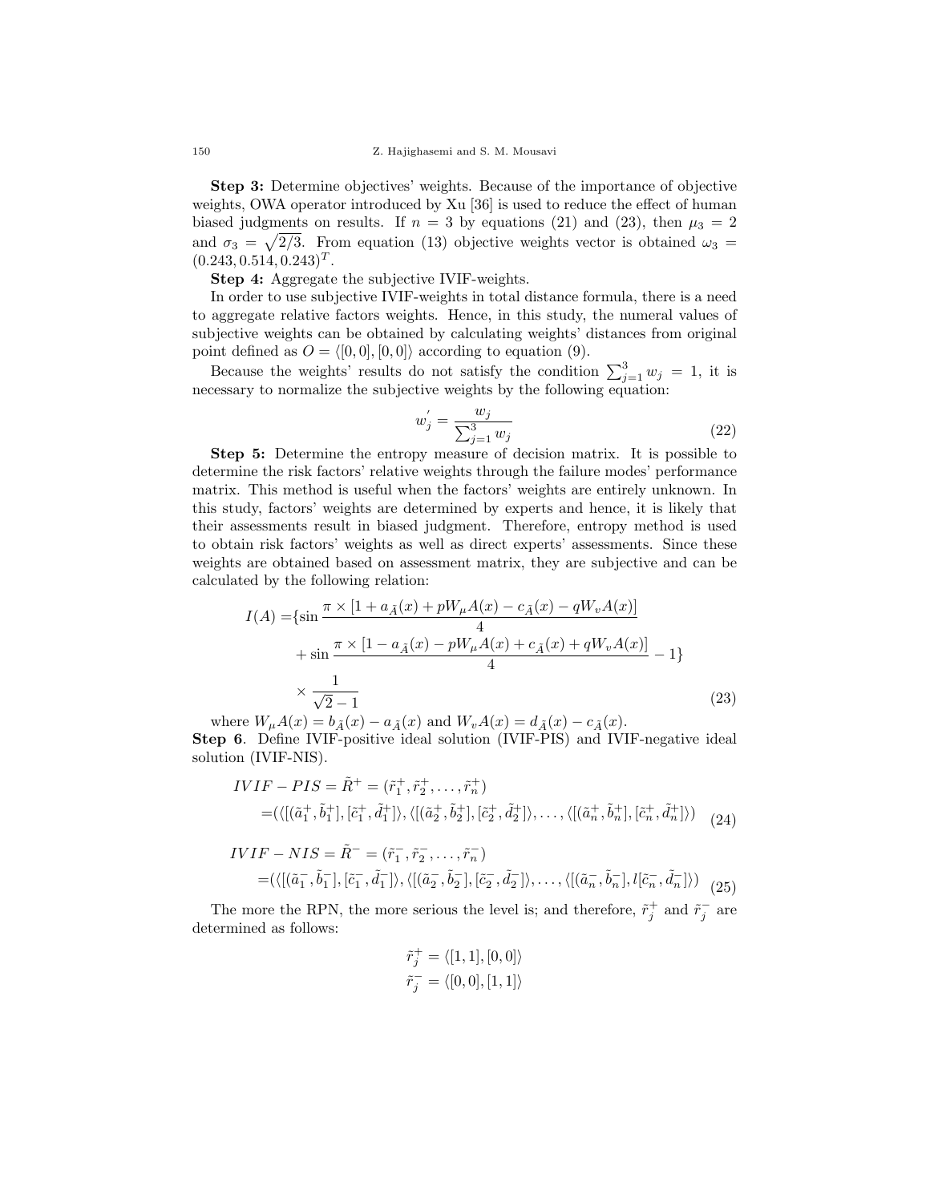**Step 3:** Determine objectives' weights. Because of the importance of objective weights, OWA operator introduced by Xu [36] is used to reduce the effect of human biased judgments on results. If $n = 3$ by equations (21) and (23), then $\mu_3 = 2$ and $\sigma_3 = \sqrt{2/3}$. From equation (13) objective weights vector is obtained $\omega_3 = (0.243, 0.514, 0.243)^T$.

**Step 4:** Aggregate the subjective IVIF-weights.

In order to use subjective IVIF-weights in total distance formula, there is a need to aggregate relative factors weights. Hence, in this study, the numeral values of subjective weights can be obtained by calculating weights' distances from original point defined as $O = \langle [0, 0], [0, 0] \rangle$ according to equation (9).

Because the weights' results do not satisfy the condition $\sum_{j=1}^{3} w_j = 1$, it is necessary to normalize the subjective weights by the following equation:

$$w_j^{'} = \frac{w_j}{\sum_{j=1}^{3} w_j} \tag{22}$$

**Step 5:** Determine the entropy measure of decision matrix. It is possible to determine the risk factors' relative weights through the failure modes' performance matrix. This method is useful when the factors' weights are entirely unknown. In this study, factors' weights are determined by experts and hence, it is likely that their assessments result in biased judgment. Therefore, entropy method is used to obtain risk factors' weights as well as direct experts' assessments. Since these weights are obtained based on assessment matrix, they are subjective and can be calculated by the following relation:

$$\begin{aligned} I(A) =& \{\sin \frac{\pi \times [1 + a_{\tilde{A}}(x) + pW_\mu A(x) - c_{\tilde{A}}(x) - qW_v A(x)]}{4} \\ &+ \sin \frac{\pi \times [1 - a_{\tilde{A}}(x) - pW_\mu A(x) + c_{\tilde{A}}(x) + qW_v A(x)]}{4} - 1\} \\ &\times \frac{1}{\sqrt{2} - 1} \end{aligned} \tag{23}$$

where $W_\mu A(x) = b_{\tilde{A}}(x) - a_{\tilde{A}}(x)$ and $W_v A(x) = d_{\tilde{A}}(x) - c_{\tilde{A}}(x)$.

**Step 6**. Define IVIF-positive ideal solution (IVIF-PIS) and IVIF-negative ideal solution (IVIF-NIS).

$$\begin{aligned} IVIF - PIS =& \tilde{R}^+ = (\tilde{r}_1^+, \tilde{r}_2^+, \ldots, \tilde{r}_n^+) \\ =& (\langle [(\tilde{a}_1^+, \tilde{b}_1^+], [\tilde{c}_1^+, \tilde{d}_1^+] \rangle, \langle [(\tilde{a}_2^+, \tilde{b}_2^+], [\tilde{c}_2^+, \tilde{d}_2^+] \rangle, \ldots, \langle [(\tilde{a}_n^+, \tilde{b}_n^+], [\tilde{c}_n^+, \tilde{d}_n^+] \rangle) \end{aligned} \tag{24}$$

$$\begin{aligned} IVIF - NIS =& \tilde{R}^- = (\tilde{r}_1^-, \tilde{r}_2^-, \ldots, \tilde{r}_n^-) \\ =& (\langle [(\tilde{a}_1^-, \tilde{b}_1^-], [\tilde{c}_1^-, \tilde{d}_1^-] \rangle, \langle [(\tilde{a}_2^-, \tilde{b}_2^-], [\tilde{c}_2^-, \tilde{d}_2^-] \rangle, \ldots, \langle [(\tilde{a}_n^-, \tilde{b}_n^-], l[\tilde{c}_n^-, \tilde{d}_n^-] \rangle) \end{aligned} \tag{25}$$

The more the RPN, the more serious the level is; and therefore, $\tilde{r}_j^+$ and $\tilde{r}_j^-$ are determined as follows:

$$\tilde{r}_j^+ = \langle [1, 1], [0, 0] \rangle$$
$$\tilde{r}_j^- = \langle [0, 0], [1, 1] \rangle$$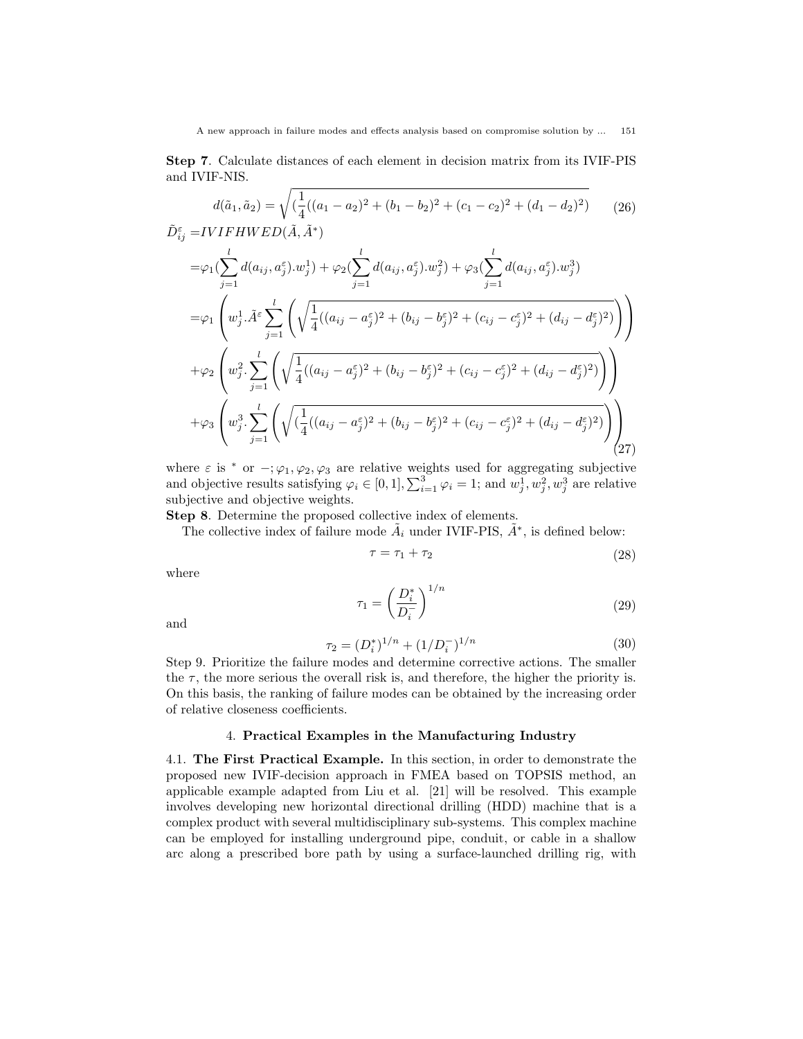**Step 7**. Calculate distances of each element in decision matrix from its IVIF-PIS and IVIF-NIS.

$$d(\tilde{a}_1, \tilde{a}_2) = \sqrt{(\frac{1}{4}((a_1 - a_2)^2 + (b_1 - b_2)^2 + (c_1 - c_2)^2 + (d_1 - d_2)^2)} \tag{26}$$

$$\begin{aligned}
\tilde{D}^{\varepsilon}_{ij} =& IVIFHWED(\tilde{A}, \tilde{A}^*) \\
=& \varphi_1(\sum_{j=1}^{l} d(a_{ij}, a^{\varepsilon}_j).w^1_j) + \varphi_2(\sum_{j=1}^{l} d(a_{ij}, a^{\varepsilon}_j).w^2_j) + \varphi_3(\sum_{j=1}^{l} d(a_{ij}, a^{\varepsilon}_j).w^3_j) \\
=& \varphi_1 \left( w^1_j.\tilde{A}^{\varepsilon} \sum_{j=1}^{l} \left( \sqrt{\frac{1}{4}((a_{ij} - a^{\varepsilon}_j)^2 + (b_{ij} - b^{\varepsilon}_j)^2 + (c_{ij} - c^{\varepsilon}_j)^2 + (d_{ij} - d^{\varepsilon}_j)^2)} \right) \right) \\
&+ \varphi_2 \left( w^2_j. \sum_{j=1}^{l} \left( \sqrt{\frac{1}{4}((a_{ij} - a^{\varepsilon}_j)^2 + (b_{ij} - b^{\varepsilon}_j)^2 + (c_{ij} - c^{\varepsilon}_j)^2 + (d_{ij} - d^{\varepsilon}_j)^2)} \right) \right) \\
&+ \varphi_3 \left( w^3_j. \sum_{j=1}^{l} \left( \sqrt{(\frac{1}{4}((a_{ij} - a^{\varepsilon}_j)^2 + (b_{ij} - b^{\varepsilon}_j)^2 + (c_{ij} - c^{\varepsilon}_j)^2 + (d_{ij} - d^{\varepsilon}_j)^2)} \right) \right)
\end{aligned} \tag{27}$$

where $\varepsilon$ is $^*$ or $-$; $\varphi_1, \varphi_2, \varphi_3$ are relative weights used for aggregating subjective and objective results satisfying $\varphi_i \in [0, 1], \sum_{i=1}^{3} \varphi_i = 1$; and $w^1_j, w^2_j, w^3_j$ are relative subjective and objective weights.

**Step 8**. Determine the proposed collective index of elements.

The collective index of failure mode $\tilde{A}_i$ under IVIF-PIS, $\tilde{A}^*$, is defined below:

$$\tau = \tau_1 + \tau_2 \tag{28}$$

where

$$\tau_1 = \left( \frac{D^*_i}{D^-_i} \right)^{1/n} \tag{29}$$

and

$$\tau_2 = (D^*_i)^{1/n} + (1/D^-_i)^{1/n} \tag{30}$$

Step 9. Prioritize the failure modes and determine corrective actions. The smaller the $\tau$, the more serious the overall risk is, and therefore, the higher the priority is. On this basis, the ranking of failure modes can be obtained by the increasing order of relative closeness coefficients.

## 4. Practical Examples in the Manufacturing Industry

4.1. **The First Practical Example.** In this section, in order to demonstrate the proposed new IVIF-decision approach in FMEA based on TOPSIS method, an applicable example adapted from Liu et al. [21] will be resolved. This example involves developing new horizontal directional drilling (HDD) machine that is a complex product with several multidisciplinary sub-systems. This complex machine can be employed for installing underground pipe, conduit, or cable in a shallow arc along a prescribed bore path by using a surface-launched drilling rig, with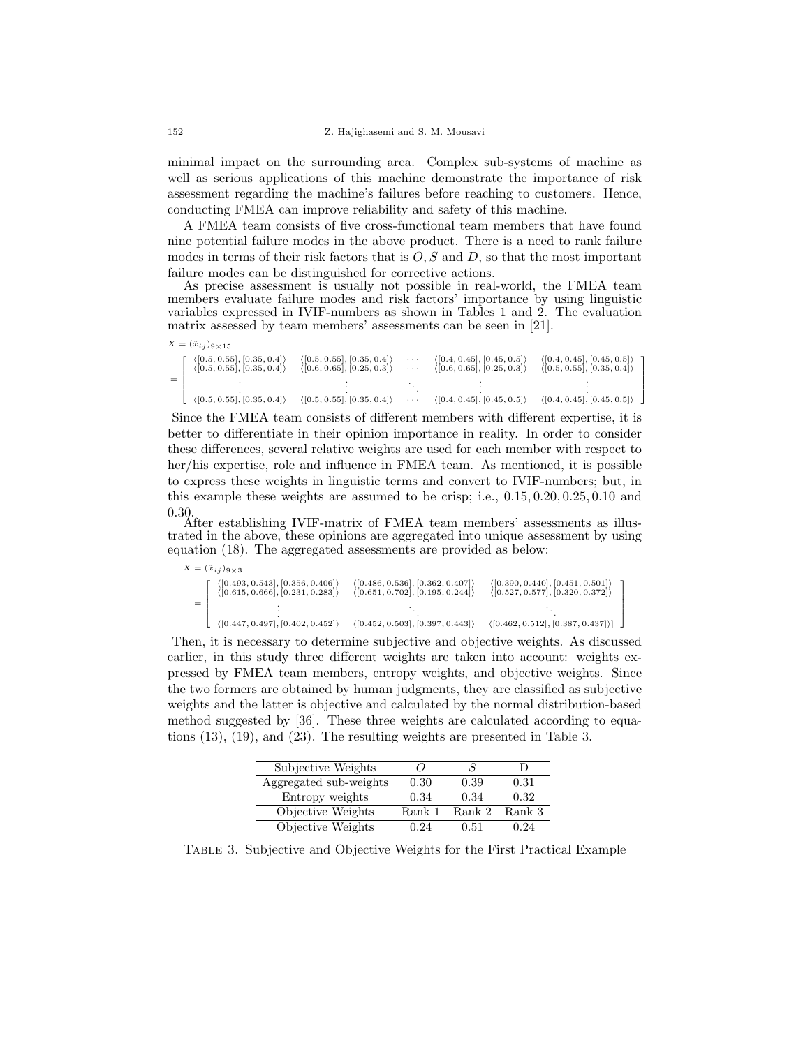minimal impact on the surrounding area. Complex sub-systems of machine as well as serious applications of this machine demonstrate the importance of risk assessment regarding the machine's failures before reaching to customers. Hence, conducting FMEA can improve reliability and safety of this machine.

A FMEA team consists of five cross-functional team members that have found nine potential failure modes in the above product. There is a need to rank failure modes in terms of their risk factors that is $O$, $S$ and $D$, so that the most important failure modes can be distinguished for corrective actions.

As precise assessment is usually not possible in real-world, the FMEA team members evaluate failure modes and risk factors' importance by using linguistic variables expressed in IVIF-numbers as shown in Tables 1 and 2. The evaluation matrix assessed by team members' assessments can be seen in [21].

$$X = (\tilde{x}_{ij})_{9\times 15}$$
$$= \begin{bmatrix} \langle[0.5,0.55],[0.35,0.4]\rangle & \langle[0.5,0.55],[0.35,0.4]\rangle & \cdots & \langle[0.4,0.45],[0.45,0.5]\rangle & \langle[0.4,0.45],[0.45,0.5]\rangle \\ \langle[0.5,0.55],[0.35,0.4]\rangle & \langle[0.6,0.65],[0.25,0.3]\rangle & \cdots & \langle[0.6,0.65],[0.25,0.3]\rangle & \langle[0.5,0.55],[0.35,0.4]\rangle \\ \vdots & \vdots & \ddots & \vdots & \vdots \\ \langle[0.5,0.55],[0.35,0.4]\rangle & \langle[0.5,0.55],[0.35,0.4]\rangle & \cdots & \langle[0.4,0.45],[0.45,0.5]\rangle & \langle[0.4,0.45],[0.45,0.5]\rangle \end{bmatrix}$$

Since the FMEA team consists of different members with different expertise, it is better to differentiate in their opinion importance in reality. In order to consider these differences, several relative weights are used for each member with respect to her/his expertise, role and influence in FMEA team. As mentioned, it is possible to express these weights in linguistic terms and convert to IVIF-numbers; but, in this example these weights are assumed to be crisp; i.e., $0.15, 0.20, 0.25, 0.10$ and $0.30$.

After establishing IVIF-matrix of FMEA team members' assessments as illustrated in the above, these opinions are aggregated into unique assessment by using equation (18). The aggregated assessments are provided as below:

$$X = (\tilde{x}_{ij})_{9\times 3}$$
$$= \begin{bmatrix} \langle[0.493,0.543],[0.356,0.406]\rangle & \langle[0.486,0.536],[0.362,0.407]\rangle & \langle[0.390,0.440],[0.451,0.501]\rangle \\ \langle[0.615,0.666],[0.231,0.283]\rangle & \langle[0.651,0.702],[0.195,0.244]\rangle & \langle[0.527,0.577],[0.320,0.372]\rangle \\ \vdots & \ddots & \ddots \\ \langle[0.447,0.497],[0.402,0.452]\rangle & \langle[0.452,0.503],[0.397,0.443]\rangle & \langle[0.462,0.512],[0.387,0.437]\rangle \end{bmatrix}$$

Then, it is necessary to determine subjective and objective weights. As discussed earlier, in this study three different weights are taken into account: weights expressed by FMEA team members, entropy weights, and objective weights. Since the two formers are obtained by human judgments, they are classified as subjective weights and the latter is objective and calculated by the normal distribution-based method suggested by [36]. These three weights are calculated according to equations (13), (19), and (23). The resulting weights are presented in Table 3.

| Subjective Weights | $O$ | $S$ | D |
|---|---|---|---|
| Aggregated sub-weights | 0.30 | 0.39 | 0.31 |
| Entropy weights | 0.34 | 0.34 | 0.32 |
| Objective Weights | Rank 1 | Rank 2 | Rank 3 |
| Objective Weights | 0.24 | 0.51 | 0.24 |

Table 3. Subjective and Objective Weights for the First Practical Example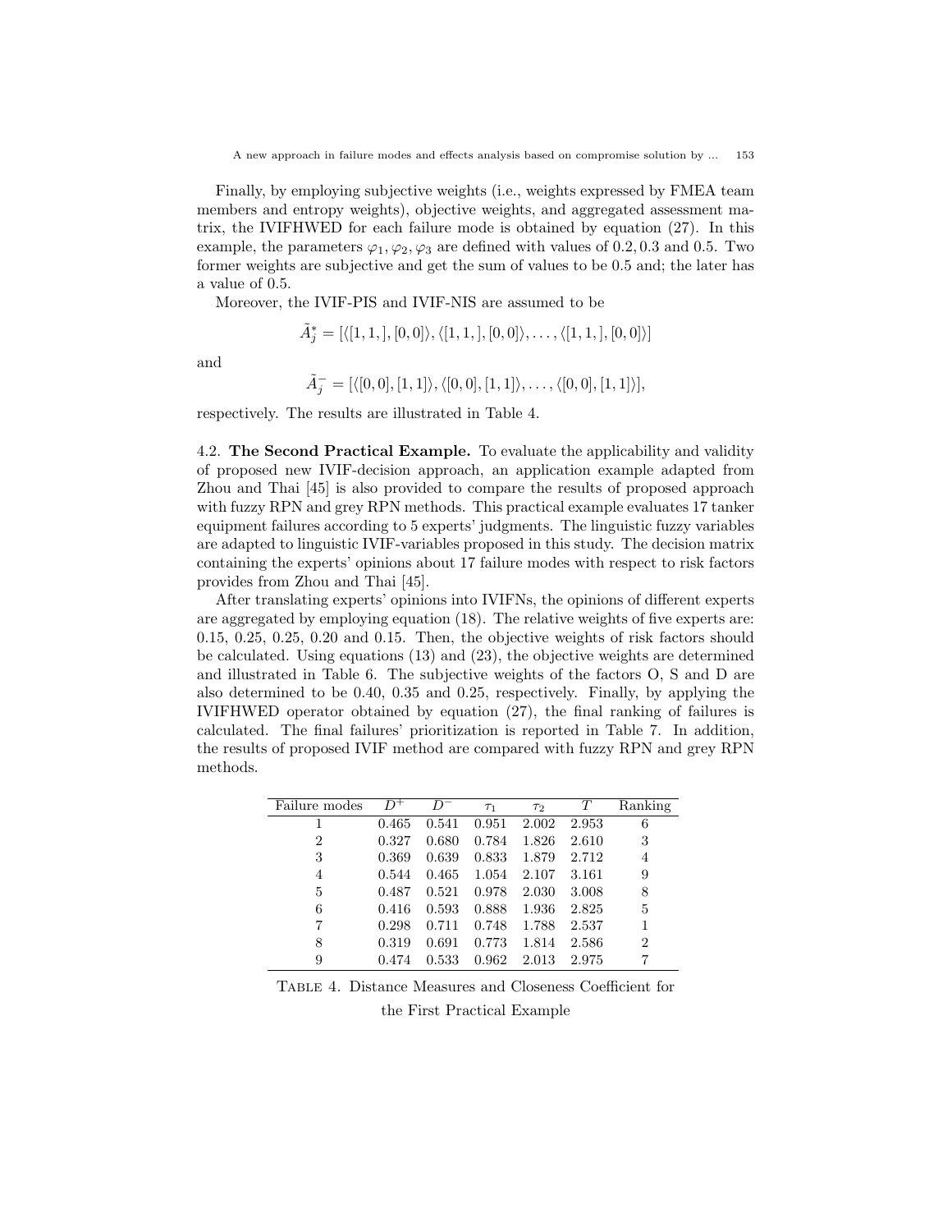Finally, by employing subjective weights (i.e., weights expressed by FMEA team members and entropy weights), objective weights, and aggregated assessment matrix, the IVIFHWED for each failure mode is obtained by equation (27). In this example, the parameters $\varphi_1, \varphi_2, \varphi_3$ are defined with values of 0.2, 0.3 and 0.5. Two former weights are subjective and get the sum of values to be 0.5 and; the later has a value of 0.5.

Moreover, the IVIF-PIS and IVIF-NIS are assumed to be

$$\tilde{A}_j^* = [\langle [1, 1, ], [0, 0] \rangle, \langle [1, 1, ], [0, 0] \rangle, \ldots, \langle [1, 1, ], [0, 0] \rangle]$$

and

$$\tilde{A}_j^- = [\langle [0, 0], [1, 1] \rangle, \langle [0, 0], [1, 1] \rangle, \ldots, \langle [0, 0], [1, 1] \rangle],$$

respectively. The results are illustrated in Table 4.

4.2. **The Second Practical Example.** To evaluate the applicability and validity of proposed new IVIF-decision approach, an application example adapted from Zhou and Thai [45] is also provided to compare the results of proposed approach with fuzzy RPN and grey RPN methods. This practical example evaluates 17 tanker equipment failures according to 5 experts' judgments. The linguistic fuzzy variables are adapted to linguistic IVIF-variables proposed in this study. The decision matrix containing the experts' opinions about 17 failure modes with respect to risk factors provides from Zhou and Thai [45].

After translating experts' opinions into IVIFNs, the opinions of different experts are aggregated by employing equation (18). The relative weights of five experts are: 0.15, 0.25, 0.25, 0.20 and 0.15. Then, the objective weights of risk factors should be calculated. Using equations (13) and (23), the objective weights are determined and illustrated in Table 6. The subjective weights of the factors O, S and D are also determined to be 0.40, 0.35 and 0.25, respectively. Finally, by applying the IVIFHWED operator obtained by equation (27), the final ranking of failures is calculated. The final failures' prioritization is reported in Table 7. In addition, the results of proposed IVIF method are compared with fuzzy RPN and grey RPN methods.

| Failure modes | $D^+$ | $D^-$ | $\tau_1$ | $\tau_2$ | $T$ | Ranking |
|---|---|---|---|---|---|---|
| 1 | 0.465 | 0.541 | 0.951 | 2.002 | 2.953 | 6 |
| 2 | 0.327 | 0.680 | 0.784 | 1.826 | 2.610 | 3 |
| 3 | 0.369 | 0.639 | 0.833 | 1.879 | 2.712 | 4 |
| 4 | 0.544 | 0.465 | 1.054 | 2.107 | 3.161 | 9 |
| 5 | 0.487 | 0.521 | 0.978 | 2.030 | 3.008 | 8 |
| 6 | 0.416 | 0.593 | 0.888 | 1.936 | 2.825 | 5 |
| 7 | 0.298 | 0.711 | 0.748 | 1.788 | 2.537 | 1 |
| 8 | 0.319 | 0.691 | 0.773 | 1.814 | 2.586 | 2 |
| 9 | 0.474 | 0.533 | 0.962 | 2.013 | 2.975 | 7 |

Table 4. Distance Measures and Closeness Coefficient for the First Practical Example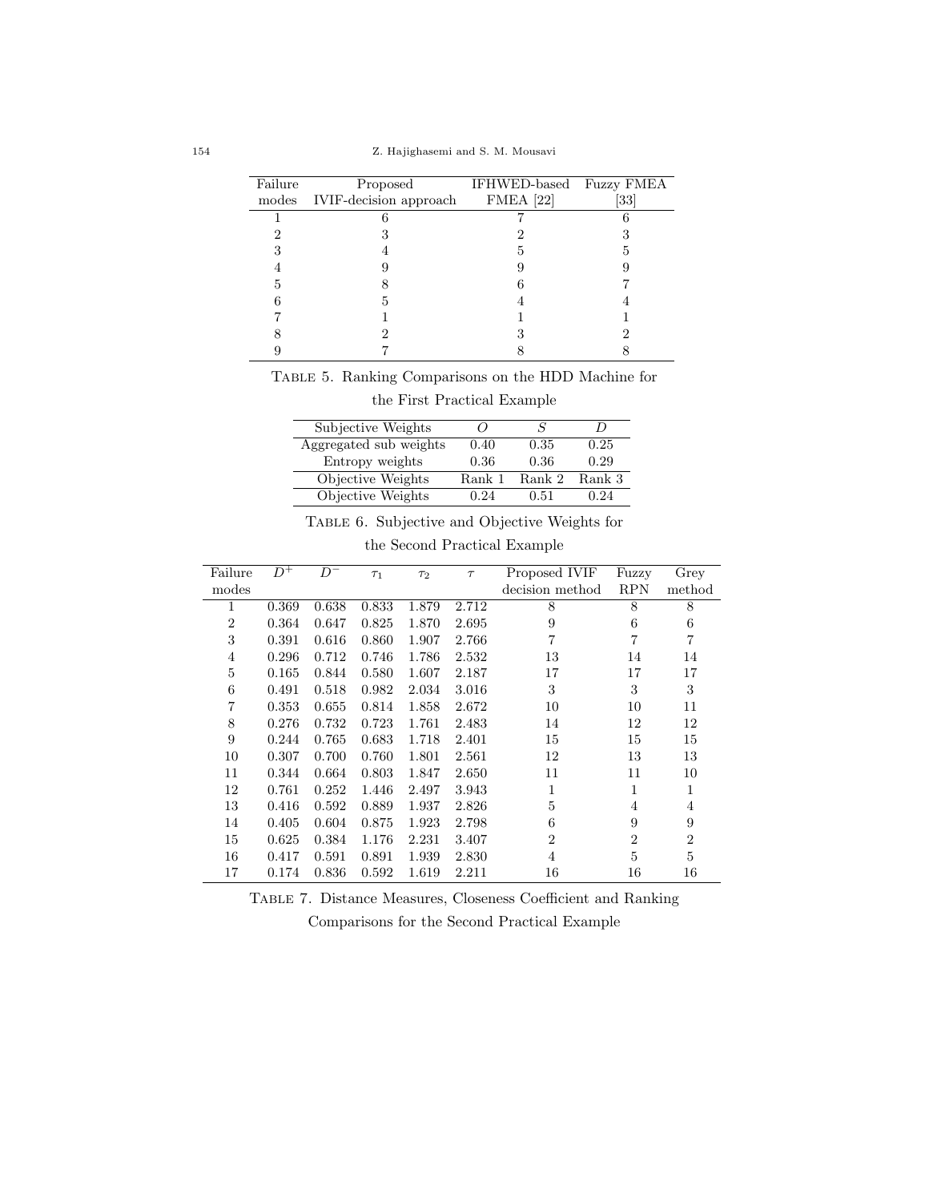| Failure modes | Proposed IVIF-decision approach | IFHWED-based FMEA [22] | Fuzzy FMEA [33] |
|---|---|---|---|
| 1 | 6 | 7 | 6 |
| 2 | 3 | 2 | 3 |
| 3 | 4 | 5 | 5 |
| 4 | 9 | 9 | 9 |
| 5 | 8 | 6 | 7 |
| 6 | 5 | 4 | 4 |
| 7 | 1 | 1 | 1 |
| 8 | 2 | 3 | 2 |
| 9 | 7 | 8 | 8 |

Table 5. Ranking Comparisons on the HDD Machine for the First Practical Example

| Subjective Weights | $O$ | $S$ | $D$ |
|---|---|---|---|
| Aggregated sub weights | 0.40 | 0.35 | 0.25 |
| Entropy weights | 0.36 | 0.36 | 0.29 |
| Objective Weights | Rank 1 | Rank 2 | Rank 3 |
| Objective Weights | 0.24 | 0.51 | 0.24 |

Table 6. Subjective and Objective Weights for the Second Practical Example

| Failure modes | $D^+$ | $D^-$ | $\tau_1$ | $\tau_2$ | $\tau$ | Proposed IVIF decision method | Fuzzy RPN | Grey method |
|---|---|---|---|---|---|---|---|---|
| 1 | 0.369 | 0.638 | 0.833 | 1.879 | 2.712 | 8 | 8 | 8 |
| 2 | 0.364 | 0.647 | 0.825 | 1.870 | 2.695 | 9 | 6 | 6 |
| 3 | 0.391 | 0.616 | 0.860 | 1.907 | 2.766 | 7 | 7 | 7 |
| 4 | 0.296 | 0.712 | 0.746 | 1.786 | 2.532 | 13 | 14 | 14 |
| 5 | 0.165 | 0.844 | 0.580 | 1.607 | 2.187 | 17 | 17 | 17 |
| 6 | 0.491 | 0.518 | 0.982 | 2.034 | 3.016 | 3 | 3 | 3 |
| 7 | 0.353 | 0.655 | 0.814 | 1.858 | 2.672 | 10 | 10 | 11 |
| 8 | 0.276 | 0.732 | 0.723 | 1.761 | 2.483 | 14 | 12 | 12 |
| 9 | 0.244 | 0.765 | 0.683 | 1.718 | 2.401 | 15 | 15 | 15 |
| 10 | 0.307 | 0.700 | 0.760 | 1.801 | 2.561 | 12 | 13 | 13 |
| 11 | 0.344 | 0.664 | 0.803 | 1.847 | 2.650 | 11 | 11 | 10 |
| 12 | 0.761 | 0.252 | 1.446 | 2.497 | 3.943 | 1 | 1 | 1 |
| 13 | 0.416 | 0.592 | 0.889 | 1.937 | 2.826 | 5 | 4 | 4 |
| 14 | 0.405 | 0.604 | 0.875 | 1.923 | 2.798 | 6 | 9 | 9 |
| 15 | 0.625 | 0.384 | 1.176 | 2.231 | 3.407 | 2 | 2 | 2 |
| 16 | 0.417 | 0.591 | 0.891 | 1.939 | 2.830 | 4 | 5 | 5 |
| 17 | 0.174 | 0.836 | 0.592 | 1.619 | 2.211 | 16 | 16 | 16 |

Table 7. Distance Measures, Closeness Coefficient and Ranking Comparisons for the Second Practical Example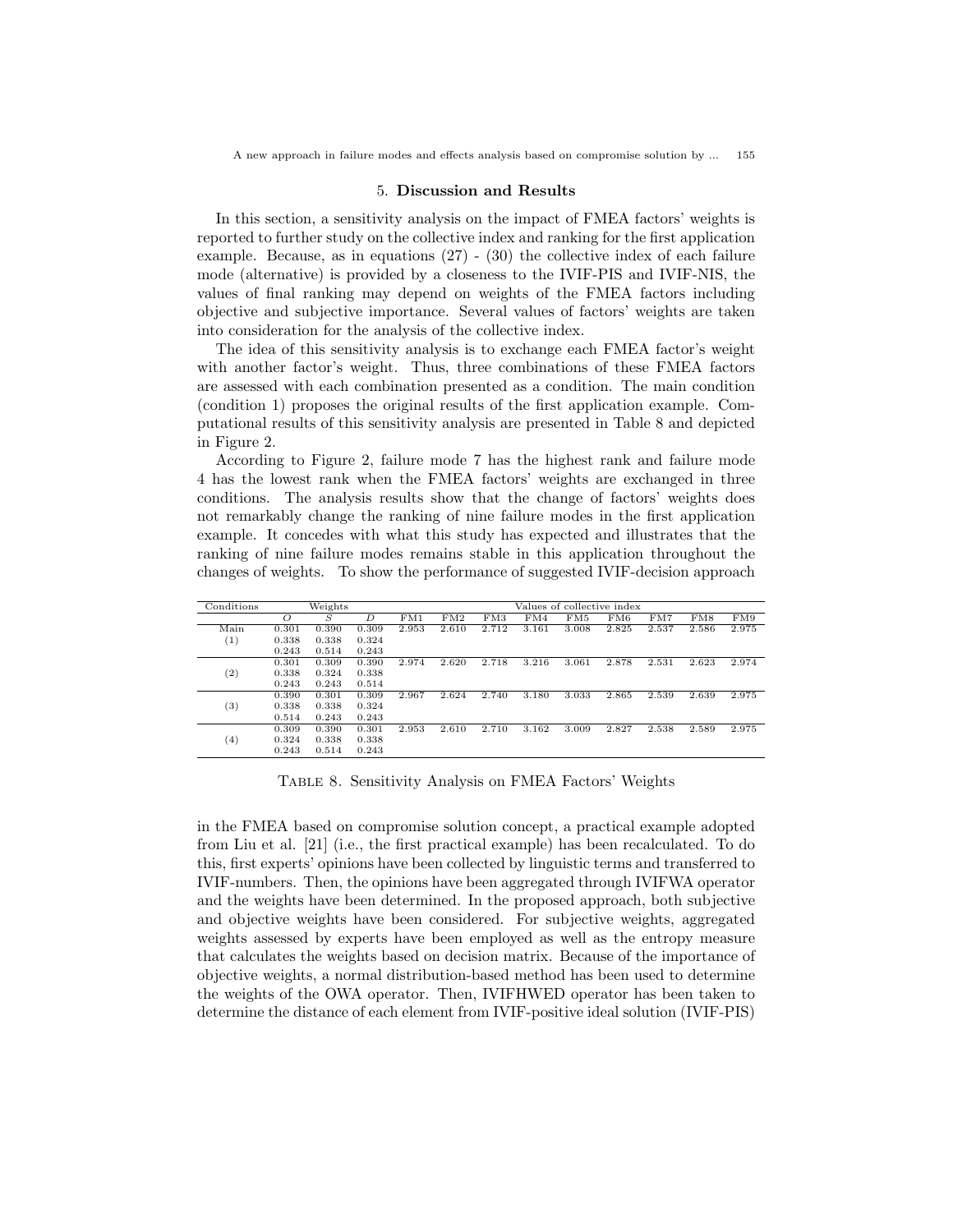## 5. **Discussion and Results**

In this section, a sensitivity analysis on the impact of FMEA factors' weights is reported to further study on the collective index and ranking for the first application example. Because, as in equations (27) - (30) the collective index of each failure mode (alternative) is provided by a closeness to the IVIF-PIS and IVIF-NIS, the values of final ranking may depend on weights of the FMEA factors including objective and subjective importance. Several values of factors' weights are taken into consideration for the analysis of the collective index.

The idea of this sensitivity analysis is to exchange each FMEA factor's weight with another factor's weight. Thus, three combinations of these FMEA factors are assessed with each combination presented as a condition. The main condition (condition 1) proposes the original results of the first application example. Computational results of this sensitivity analysis are presented in Table 8 and depicted in Figure 2.

According to Figure 2, failure mode 7 has the highest rank and failure mode 4 has the lowest rank when the FMEA factors' weights are exchanged in three conditions. The analysis results show that the change of factors' weights does not remarkably change the ranking of nine failure modes in the first application example. It concedes with what this study has expected and illustrates that the ranking of nine failure modes remains stable in this application throughout the changes of weights. To show the performance of suggested IVIF-decision approach in the FMEA based on compromise solution concept, a practical example adopted from Liu et al. [21] (i.e., the first practical example) has been recalculated. To do this, first experts' opinions have been collected by linguistic terms and transferred to IVIF-numbers. Then, the opinions have been aggregated through IVIFWA operator and the weights have been determined. In the proposed approach, both subjective and objective weights have been considered. For subjective weights, aggregated weights assessed by experts have been employed as well as the entropy measure that calculates the weights based on decision matrix. Because of the importance of objective weights, a normal distribution-based method has been used to determine the weights of the OWA operator. Then, IVIFHWED operator has been taken to determine the distance of each element from IVIF-positive ideal solution (IVIF-PIS)

| Conditions | Weights | | | Values of collective index | | | | | | | | |
|---|---|---|---|---|---|---|---|---|---|---|---|---|
| | $O$ | $S$ | $D$ | FM1 | FM2 | FM3 | FM4 | FM5 | FM6 | FM7 | FM8 | FM9 |
| Main | 0.301 | 0.390 | 0.309 | 2.953 | 2.610 | 2.712 | 3.161 | 3.008 | 2.825 | 2.537 | 2.586 | 2.975 |
| (1) | 0.338 | 0.338 | 0.324 | | | | | | | | | |
| | 0.243 | 0.514 | 0.243 | | | | | | | | | |
| | 0.301 | 0.309 | 0.390 | 2.974 | 2.620 | 2.718 | 3.216 | 3.061 | 2.878 | 2.531 | 2.623 | 2.974 |
| (2) | 0.338 | 0.324 | 0.338 | | | | | | | | | |
| | 0.243 | 0.243 | 0.514 | | | | | | | | | |
| | 0.390 | 0.301 | 0.309 | 2.967 | 2.624 | 2.740 | 3.180 | 3.033 | 2.865 | 2.539 | 2.639 | 2.975 |
| (3) | 0.338 | 0.338 | 0.324 | | | | | | | | | |
| | 0.514 | 0.243 | 0.243 | | | | | | | | | |
| | 0.309 | 0.390 | 0.301 | 2.953 | 2.610 | 2.710 | 3.162 | 3.009 | 2.827 | 2.538 | 2.589 | 2.975 |
| (4) | 0.324 | 0.338 | 0.338 | | | | | | | | | |
| | 0.243 | 0.514 | 0.243 | | | | | | | | | |

Table 8. Sensitivity Analysis on FMEA Factors' Weights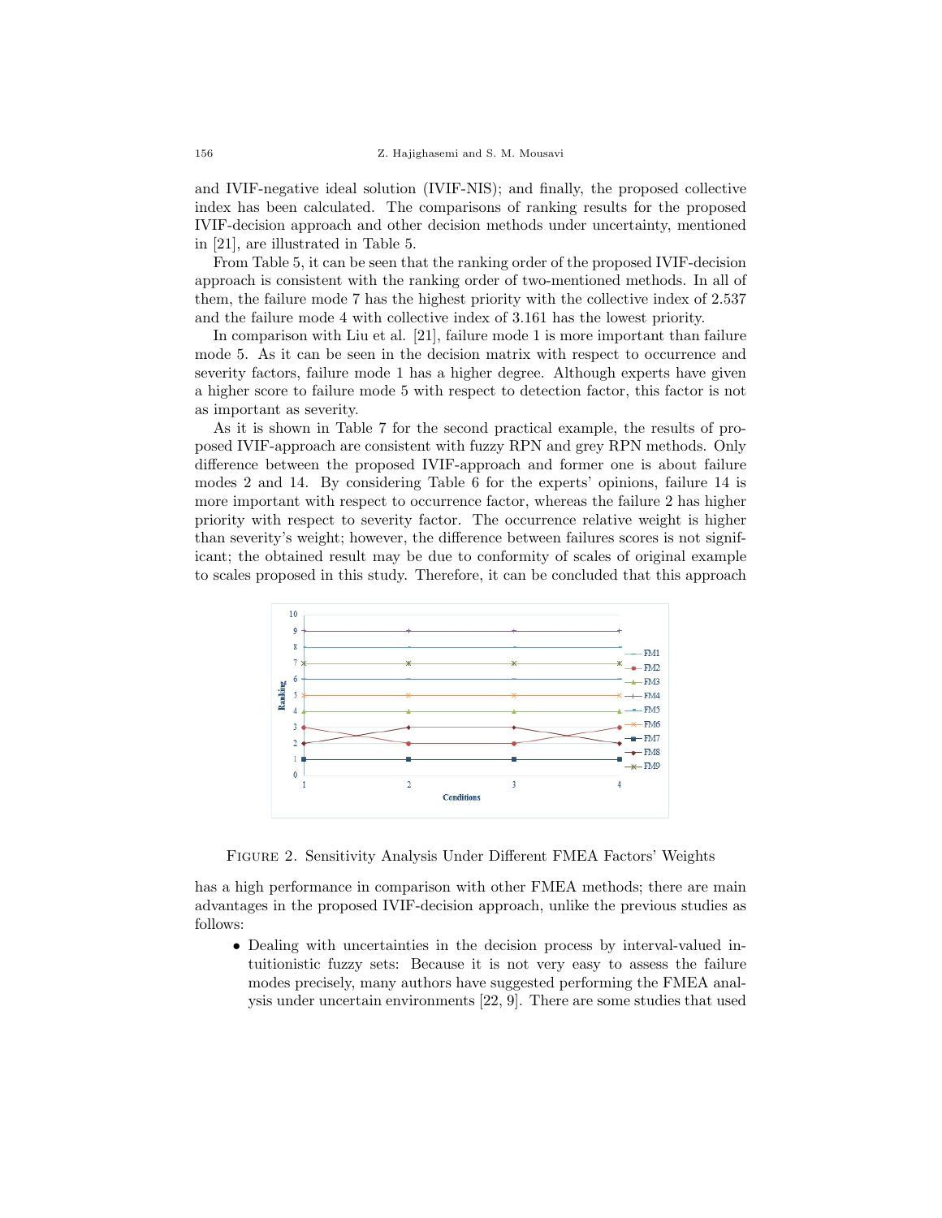and IVIF-negative ideal solution (IVIF-NIS); and finally, the proposed collective index has been calculated. The comparisons of ranking results for the proposed IVIF-decision approach and other decision methods under uncertainty, mentioned in [21], are illustrated in Table 5.

From Table 5, it can be seen that the ranking order of the proposed IVIF-decision approach is consistent with the ranking order of two-mentioned methods. In all of them, the failure mode 7 has the highest priority with the collective index of 2.537 and the failure mode 4 with collective index of 3.161 has the lowest priority.

In comparison with Liu et al. [21], failure mode 1 is more important than failure mode 5. As it can be seen in the decision matrix with respect to occurrence and severity factors, failure mode 1 has a higher degree. Although experts have given a higher score to failure mode 5 with respect to detection factor, this factor is not as important as severity.

As it is shown in Table 7 for the second practical example, the results of proposed IVIF-approach are consistent with fuzzy RPN and grey RPN methods. Only difference between the proposed IVIF-approach and former one is about failure modes 2 and 14. By considering Table 6 for the experts' opinions, failure 14 is more important with respect to occurrence factor, whereas the failure 2 has higher priority with respect to severity factor. The occurrence relative weight is higher than severity's weight; however, the difference between failures scores is not significant; the obtained result may be due to conformity of scales of original example to scales proposed in this study. Therefore, it can be concluded that this approach

Figure 2. Sensitivity Analysis Under Different FMEA Factors' Weights

has a high performance in comparison with other FMEA methods; there are main advantages in the proposed IVIF-decision approach, unlike the previous studies as follows:

- Dealing with uncertainties in the decision process by interval-valued intuitionistic fuzzy sets: Because it is not very easy to assess the failure modes precisely, many authors have suggested performing the FMEA analysis under uncertain environments [22, 9]. There are some studies that used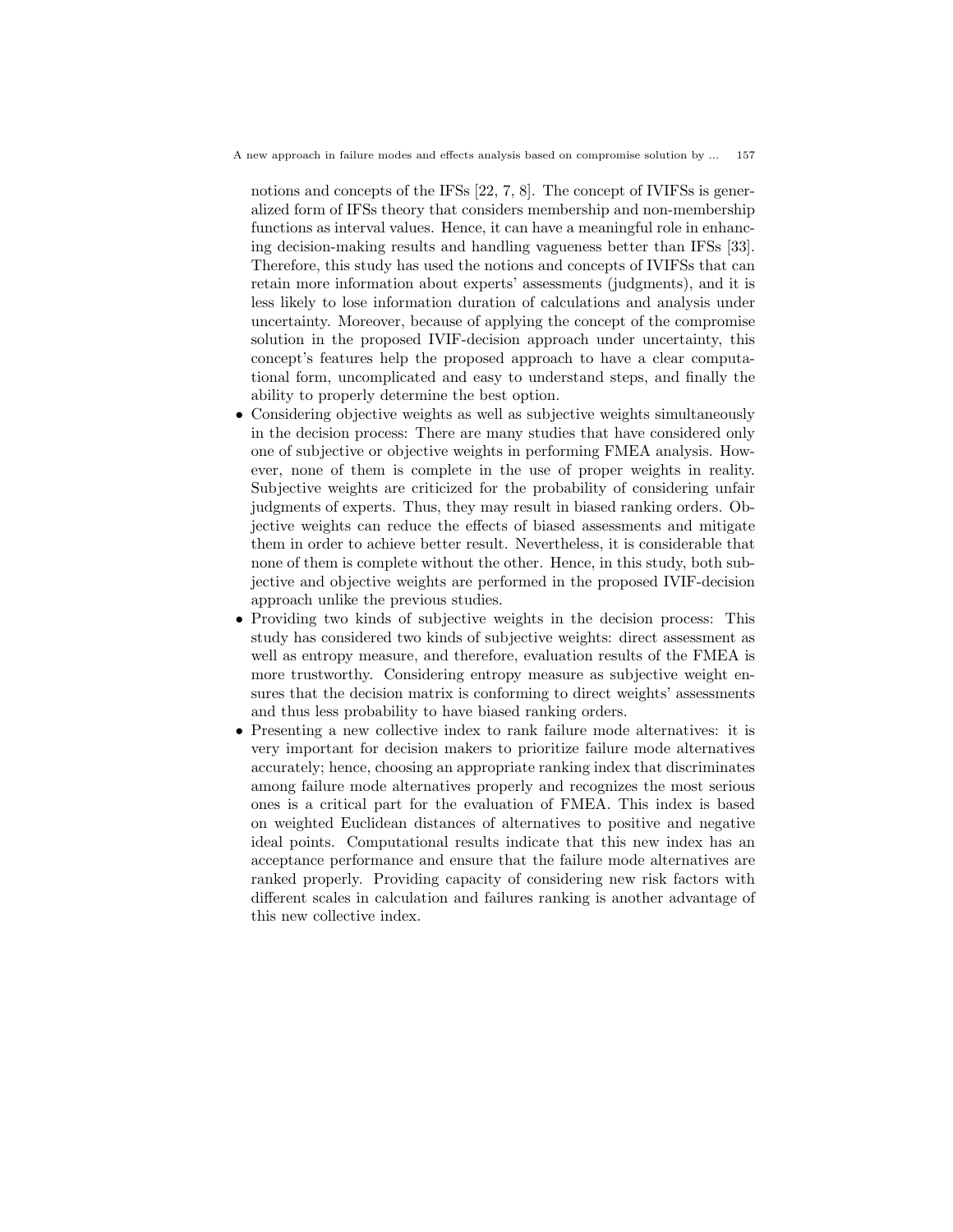notions and concepts of the IFSs [22, 7, 8]. The concept of IVIFSs is generalized form of IFSs theory that considers membership and non-membership functions as interval values. Hence, it can have a meaningful role in enhancing decision-making results and handling vagueness better than IFSs [33]. Therefore, this study has used the notions and concepts of IVIFSs that can retain more information about experts' assessments (judgments), and it is less likely to lose information duration of calculations and analysis under uncertainty. Moreover, because of applying the concept of the compromise solution in the proposed IVIF-decision approach under uncertainty, this concept's features help the proposed approach to have a clear computational form, uncomplicated and easy to understand steps, and finally the ability to properly determine the best option.

- Considering objective weights as well as subjective weights simultaneously in the decision process: There are many studies that have considered only one of subjective or objective weights in performing FMEA analysis. However, none of them is complete in the use of proper weights in reality. Subjective weights are criticized for the probability of considering unfair judgments of experts. Thus, they may result in biased ranking orders. Objective weights can reduce the effects of biased assessments and mitigate them in order to achieve better result. Nevertheless, it is considerable that none of them is complete without the other. Hence, in this study, both subjective and objective weights are performed in the proposed IVIF-decision approach unlike the previous studies.
- Providing two kinds of subjective weights in the decision process: This study has considered two kinds of subjective weights: direct assessment as well as entropy measure, and therefore, evaluation results of the FMEA is more trustworthy. Considering entropy measure as subjective weight ensures that the decision matrix is conforming to direct weights' assessments and thus less probability to have biased ranking orders.
- Presenting a new collective index to rank failure mode alternatives: it is very important for decision makers to prioritize failure mode alternatives accurately; hence, choosing an appropriate ranking index that discriminates among failure mode alternatives properly and recognizes the most serious ones is a critical part for the evaluation of FMEA. This index is based on weighted Euclidean distances of alternatives to positive and negative ideal points. Computational results indicate that this new index has an acceptance performance and ensure that the failure mode alternatives are ranked properly. Providing capacity of considering new risk factors with different scales in calculation and failures ranking is another advantage of this new collective index.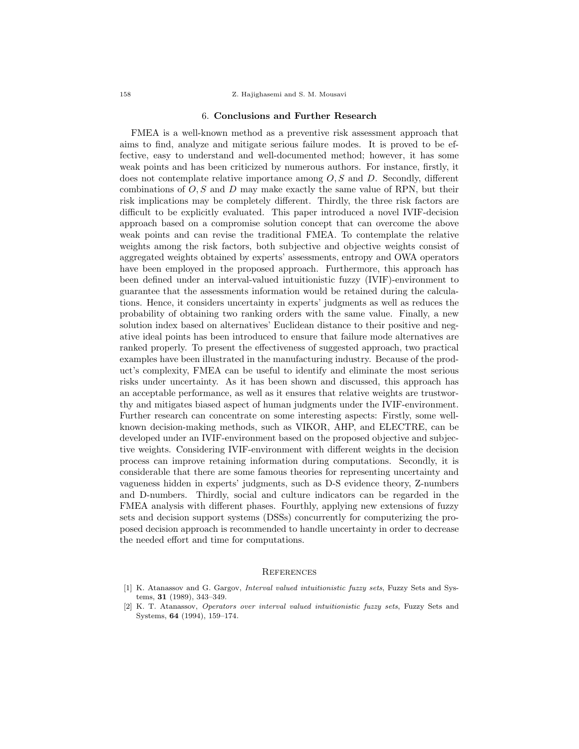## 6. Conclusions and Further Research

FMEA is a well-known method as a preventive risk assessment approach that aims to find, analyze and mitigate serious failure modes. It is proved to be effective, easy to understand and well-documented method; however, it has some weak points and has been criticized by numerous authors. For instance, firstly, it does not contemplate relative importance among $O, S$ and $D$. Secondly, different combinations of $O, S$ and $D$ may make exactly the same value of RPN, but their risk implications may be completely different. Thirdly, the three risk factors are difficult to be explicitly evaluated. This paper introduced a novel IVIF-decision approach based on a compromise solution concept that can overcome the above weak points and can revise the traditional FMEA. To contemplate the relative weights among the risk factors, both subjective and objective weights consist of aggregated weights obtained by experts' assessments, entropy and OWA operators have been employed in the proposed approach. Furthermore, this approach has been defined under an interval-valued intuitionistic fuzzy (IVIF)-environment to guarantee that the assessments information would be retained during the calculations. Hence, it considers uncertainty in experts' judgments as well as reduces the probability of obtaining two ranking orders with the same value. Finally, a new solution index based on alternatives' Euclidean distance to their positive and negative ideal points has been introduced to ensure that failure mode alternatives are ranked properly. To present the effectiveness of suggested approach, two practical examples have been illustrated in the manufacturing industry. Because of the product's complexity, FMEA can be useful to identify and eliminate the most serious risks under uncertainty. As it has been shown and discussed, this approach has an acceptable performance, as well as it ensures that relative weights are trustworthy and mitigates biased aspect of human judgments under the IVIF-environment. Further research can concentrate on some interesting aspects: Firstly, some well-known decision-making methods, such as VIKOR, AHP, and ELECTRE, can be developed under an IVIF-environment based on the proposed objective and subjective weights. Considering IVIF-environment with different weights in the decision process can improve retaining information during computations. Secondly, it is considerable that there are some famous theories for representing uncertainty and vagueness hidden in experts' judgments, such as D-S evidence theory, Z-numbers and D-numbers. Thirdly, social and culture indicators can be regarded in the FMEA analysis with different phases. Fourthly, applying new extensions of fuzzy sets and decision support systems (DSSs) concurrently for computerizing the proposed decision approach is recommended to handle uncertainty in order to decrease the needed effort and time for computations.

## References

[1] K. Atanassov and G. Gargov, *Interval valued intuitionistic fuzzy sets*, Fuzzy Sets and Systems, **31** (1989), 343–349.

[2] K. T. Atanassov, *Operators over interval valued intuitionistic fuzzy sets*, Fuzzy Sets and Systems, **64** (1994), 159–174.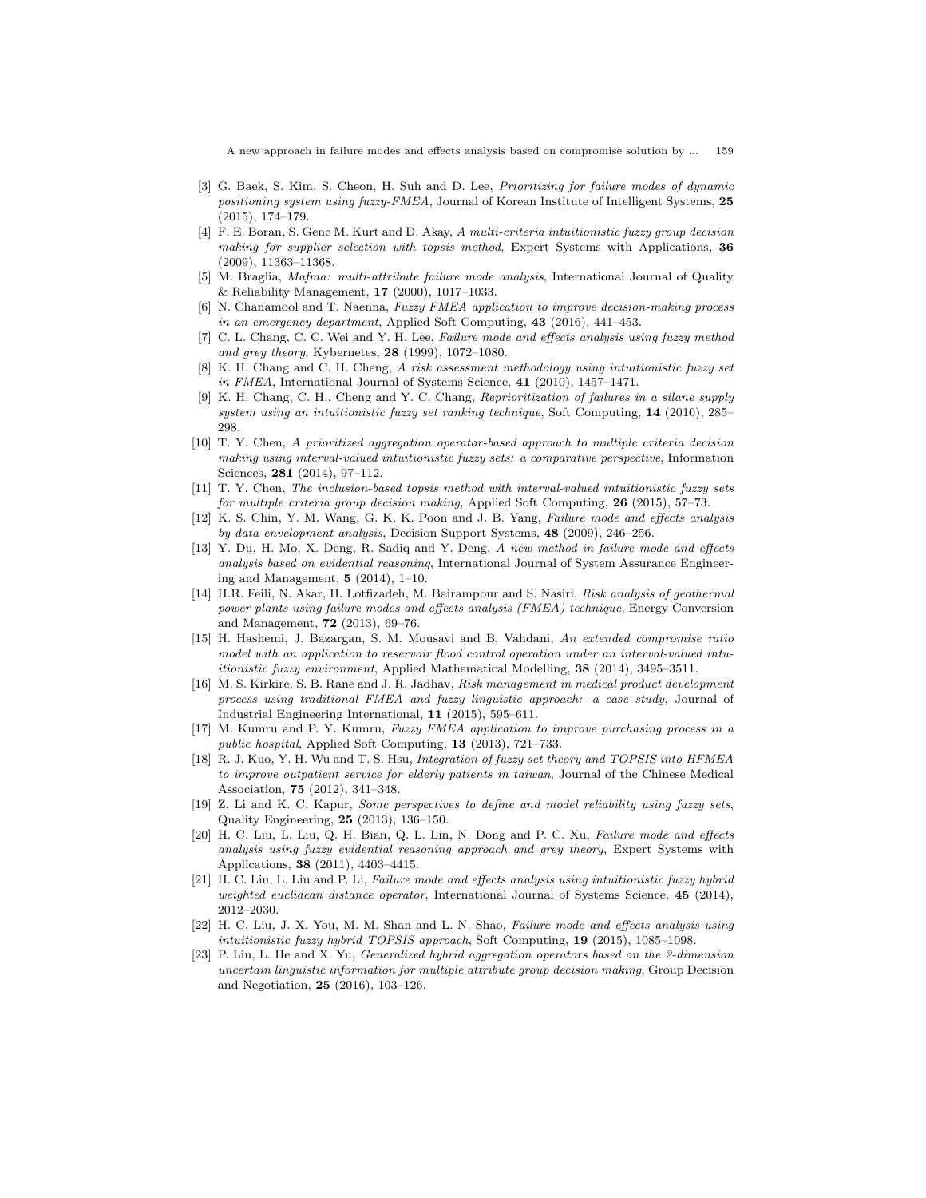[3] G. Baek, S. Kim, S. Cheon, H. Suh and D. Lee, *Prioritizing for failure modes of dynamic positioning system using fuzzy-FMEA*, Journal of Korean Institute of Intelligent Systems, **25** (2015), 174–179.

[4] F. E. Boran, S. Genc M. Kurt and D. Akay, *A multi-criteria intuitionistic fuzzy group decision making for supplier selection with topsis method*, Expert Systems with Applications, **36** (2009), 11363–11368.

[5] M. Braglia, *Mafma: multi-attribute failure mode analysis*, International Journal of Quality & Reliability Management, **17** (2000), 1017–1033.

[6] N. Chanamool and T. Naenna, *Fuzzy FMEA application to improve decision-making process in an emergency department*, Applied Soft Computing, **43** (2016), 441–453.

[7] C. L. Chang, C. C. Wei and Y. H. Lee, *Failure mode and effects analysis using fuzzy method and grey theory*, Kybernetes, **28** (1999), 1072–1080.

[8] K. H. Chang and C. H. Cheng, *A risk assessment methodology using intuitionistic fuzzy set in FMEA*, International Journal of Systems Science, **41** (2010), 1457–1471.

[9] K. H. Chang, C. H., Cheng and Y. C. Chang, *Reprioritization of failures in a silane supply system using an intuitionistic fuzzy set ranking technique*, Soft Computing, **14** (2010), 285–298.

[10] T. Y. Chen, *A prioritized aggregation operator-based approach to multiple criteria decision making using interval-valued intuitionistic fuzzy sets: a comparative perspective*, Information Sciences, **281** (2014), 97–112.

[11] T. Y. Chen, *The inclusion-based topsis method with interval-valued intuitionistic fuzzy sets for multiple criteria group decision making*, Applied Soft Computing, **26** (2015), 57–73.

[12] K. S. Chin, Y. M. Wang, G. K. K. Poon and J. B. Yang, *Failure mode and effects analysis by data envelopment analysis*, Decision Support Systems, **48** (2009), 246–256.

[13] Y. Du, H. Mo, X. Deng, R. Sadiq and Y. Deng, *A new method in failure mode and effects analysis based on evidential reasoning*, International Journal of System Assurance Engineering and Management, **5** (2014), 1–10.

[14] H.R. Feili, N. Akar, H. Lotfizadeh, M. Bairampour and S. Nasiri, *Risk analysis of geothermal power plants using failure modes and effects analysis (FMEA) technique*, Energy Conversion and Management, **72** (2013), 69–76.

[15] H. Hashemi, J. Bazargan, S. M. Mousavi and B. Vahdani, *An extended compromise ratio model with an application to reservoir flood control operation under an interval-valued intuitionistic fuzzy environment*, Applied Mathematical Modelling, **38** (2014), 3495–3511.

[16] M. S. Kirkire, S. B. Rane and J. R. Jadhav, *Risk management in medical product development process using traditional FMEA and fuzzy linguistic approach: a case study*, Journal of Industrial Engineering International, **11** (2015), 595–611.

[17] M. Kumru and P. Y. Kumru, *Fuzzy FMEA application to improve purchasing process in a public hospital*, Applied Soft Computing, **13** (2013), 721–733.

[18] R. J. Kuo, Y. H. Wu and T. S. Hsu, *Integration of fuzzy set theory and TOPSIS into HFMEA to improve outpatient service for elderly patients in taiwan*, Journal of the Chinese Medical Association, **75** (2012), 341–348.

[19] Z. Li and K. C. Kapur, *Some perspectives to define and model reliability using fuzzy sets*, Quality Engineering, **25** (2013), 136–150.

[20] H. C. Liu, L. Liu, Q. H. Bian, Q. L. Lin, N. Dong and P. C. Xu, *Failure mode and effects analysis using fuzzy evidential reasoning approach and grey theory*, Expert Systems with Applications, **38** (2011), 4403–4415.

[21] H. C. Liu, L. Liu and P. Li, *Failure mode and effects analysis using intuitionistic fuzzy hybrid weighted euclidean distance operator*, International Journal of Systems Science, **45** (2014), 2012–2030.

[22] H. C. Liu, J. X. You, M. M. Shan and L. N. Shao, *Failure mode and effects analysis using intuitionistic fuzzy hybrid TOPSIS approach*, Soft Computing, **19** (2015), 1085–1098.

[23] P. Liu, L. He and X. Yu, *Generalized hybrid aggregation operators based on the 2-dimension uncertain linguistic information for multiple attribute group decision making*, Group Decision and Negotiation, **25** (2016), 103–126.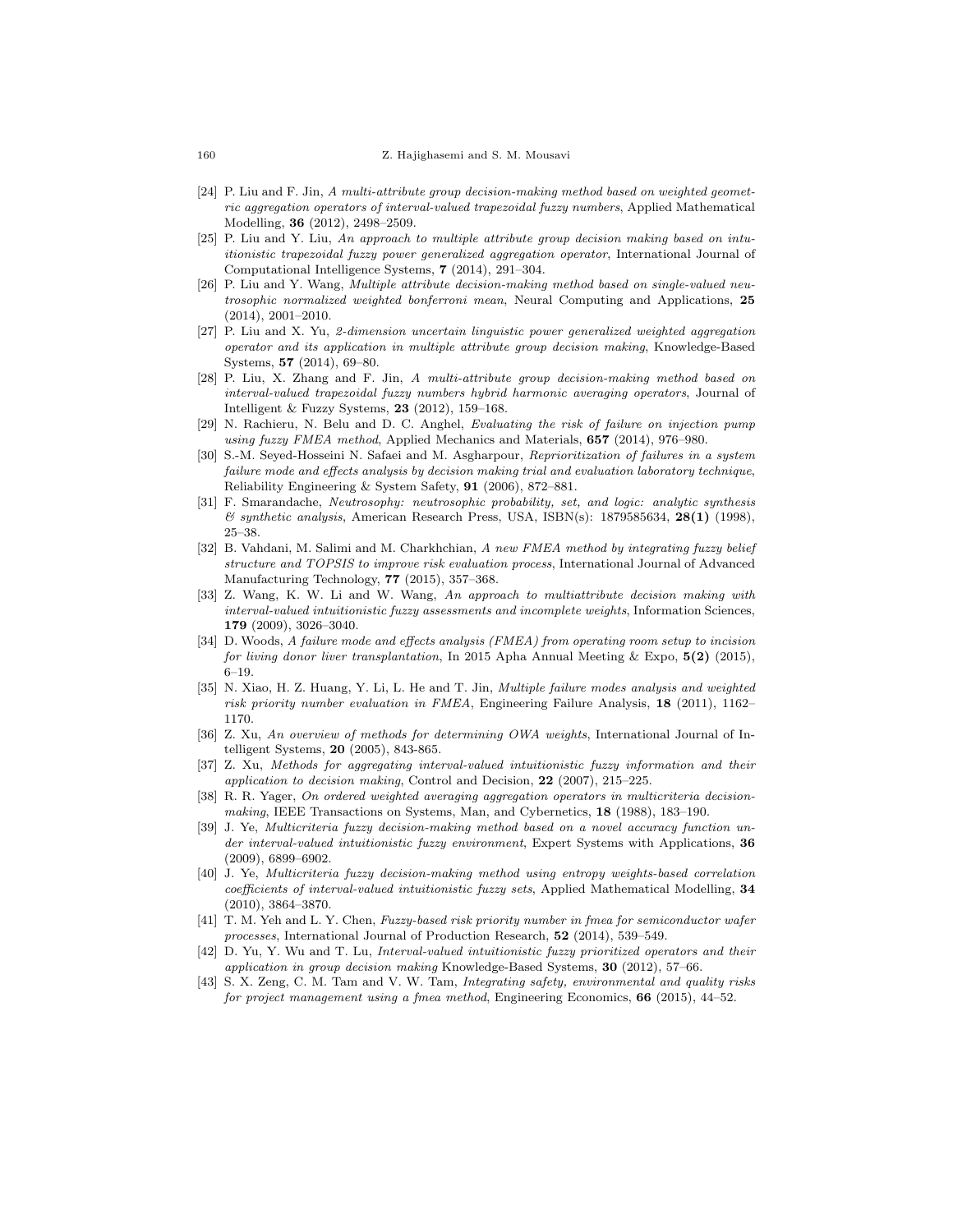[24] P. Liu and F. Jin, *A multi-attribute group decision-making method based on weighted geometric aggregation operators of interval-valued trapezoidal fuzzy numbers*, Applied Mathematical Modelling, **36** (2012), 2498–2509.

[25] P. Liu and Y. Liu, *An approach to multiple attribute group decision making based on intuitionistic trapezoidal fuzzy power generalized aggregation operator*, International Journal of Computational Intelligence Systems, **7** (2014), 291–304.

[26] P. Liu and Y. Wang, *Multiple attribute decision-making method based on single-valued neutrosophic normalized weighted bonferroni mean*, Neural Computing and Applications, **25** (2014), 2001–2010.

[27] P. Liu and X. Yu, *2-dimension uncertain linguistic power generalized weighted aggregation operator and its application in multiple attribute group decision making*, Knowledge-Based Systems, **57** (2014), 69–80.

[28] P. Liu, X. Zhang and F. Jin, *A multi-attribute group decision-making method based on interval-valued trapezoidal fuzzy numbers hybrid harmonic averaging operators*, Journal of Intelligent & Fuzzy Systems, **23** (2012), 159–168.

[29] N. Rachieru, N. Belu and D. C. Anghel, *Evaluating the risk of failure on injection pump using fuzzy FMEA method*, Applied Mechanics and Materials, **657** (2014), 976–980.

[30] S.-M. Seyed-Hosseini N. Safaei and M. Asgharpour, *Reprioritization of failures in a system failure mode and effects analysis by decision making trial and evaluation laboratory technique*, Reliability Engineering & System Safety, **91** (2006), 872–881.

[31] F. Smarandache, *Neutrosophy: neutrosophic probability, set, and logic: analytic synthesis & synthetic analysis*, American Research Press, USA, ISBN(s): 1879585634, **28(1)** (1998), 25–38.

[32] B. Vahdani, M. Salimi and M. Charkhchian, *A new FMEA method by integrating fuzzy belief structure and TOPSIS to improve risk evaluation process*, International Journal of Advanced Manufacturing Technology, **77** (2015), 357–368.

[33] Z. Wang, K. W. Li and W. Wang, *An approach to multiattribute decision making with interval-valued intuitionistic fuzzy assessments and incomplete weights*, Information Sciences, **179** (2009), 3026–3040.

[34] D. Woods, *A failure mode and effects analysis (FMEA) from operating room setup to incision for living donor liver transplantation*, In 2015 Apha Annual Meeting & Expo, **5(2)** (2015), 6–19.

[35] N. Xiao, H. Z. Huang, Y. Li, L. He and T. Jin, *Multiple failure modes analysis and weighted risk priority number evaluation in FMEA*, Engineering Failure Analysis, **18** (2011), 1162–1170.

[36] Z. Xu, *An overview of methods for determining OWA weights*, International Journal of Intelligent Systems, **20** (2005), 843-865.

[37] Z. Xu, *Methods for aggregating interval-valued intuitionistic fuzzy information and their application to decision making*, Control and Decision, **22** (2007), 215–225.

[38] R. R. Yager, *On ordered weighted averaging aggregation operators in multicriteria decision-making*, IEEE Transactions on Systems, Man, and Cybernetics, **18** (1988), 183–190.

[39] J. Ye, *Multicriteria fuzzy decision-making method based on a novel accuracy function under interval-valued intuitionistic fuzzy environment*, Expert Systems with Applications, **36** (2009), 6899–6902.

[40] J. Ye, *Multicriteria fuzzy decision-making method using entropy weights-based correlation coefficients of interval-valued intuitionistic fuzzy sets*, Applied Mathematical Modelling, **34** (2010), 3864–3870.

[41] T. M. Yeh and L. Y. Chen, *Fuzzy-based risk priority number in fmea for semiconductor wafer processes*, International Journal of Production Research, **52** (2014), 539–549.

[42] D. Yu, Y. Wu and T. Lu, *Interval-valued intuitionistic fuzzy prioritized operators and their application in group decision making* Knowledge-Based Systems, **30** (2012), 57–66.

[43] S. X. Zeng, C. M. Tam and V. W. Tam, *Integrating safety, environmental and quality risks for project management using a fmea method*, Engineering Economics, **66** (2015), 44–52.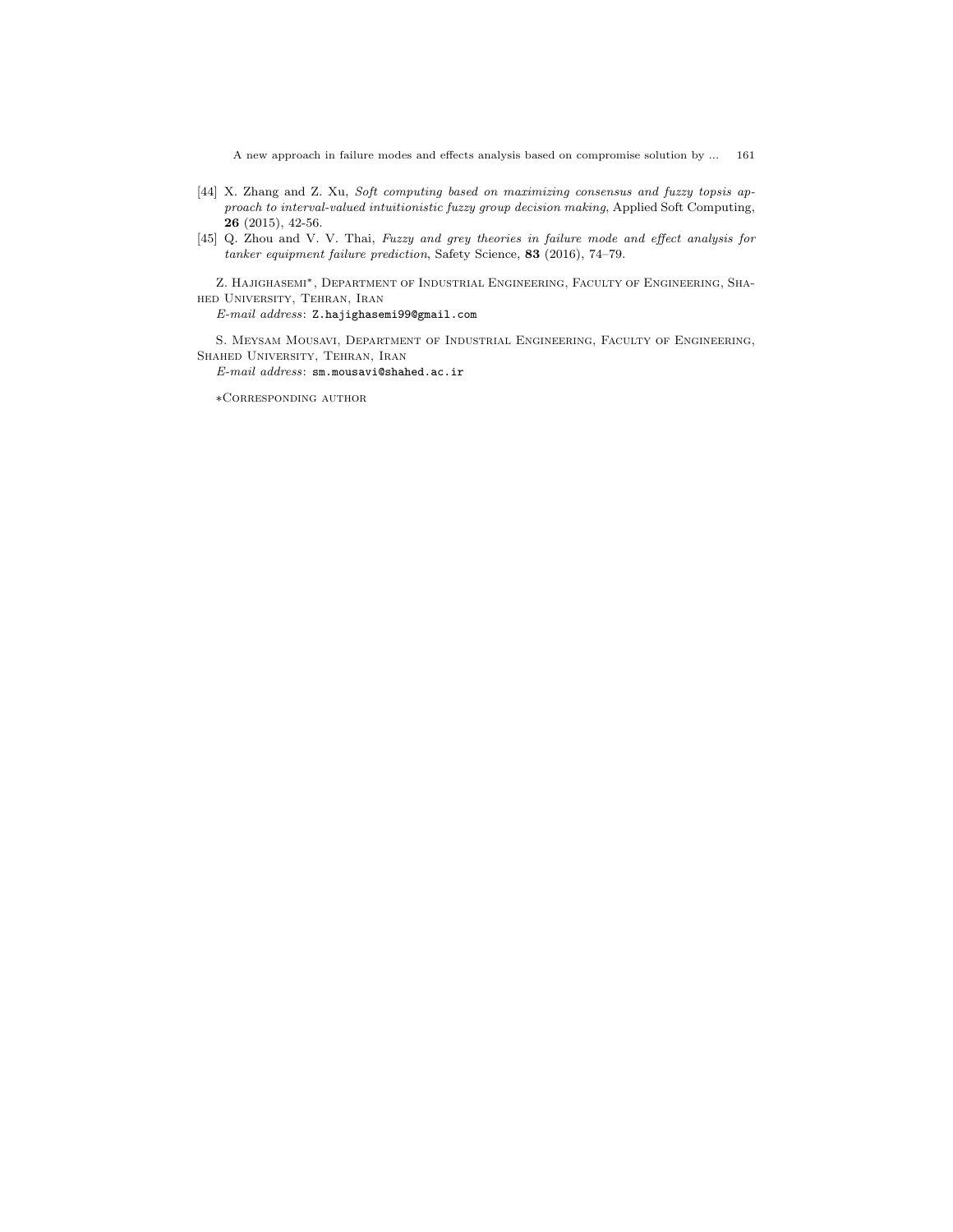[44] X. Zhang and Z. Xu, *Soft computing based on maximizing consensus and fuzzy topsis approach to interval-valued intuitionistic fuzzy group decision making*, Applied Soft Computing, **26** (2015), 42-56.

[45] Q. Zhou and V. V. Thai, *Fuzzy and grey theories in failure mode and effect analysis for tanker equipment failure prediction*, Safety Science, **83** (2016), 74–79.

Z. Hajighasemi*, Department of Industrial Engineering, Faculty of Engineering, Shahed University, Tehran, Iran

*E-mail address*: Z.hajighasemi99@gmail.com

S. Meysam Mousavi, Department of Industrial Engineering, Faculty of Engineering, Shahed University, Tehran, Iran

*E-mail address*: sm.mousavi@shahed.ac.ir

*Corresponding author